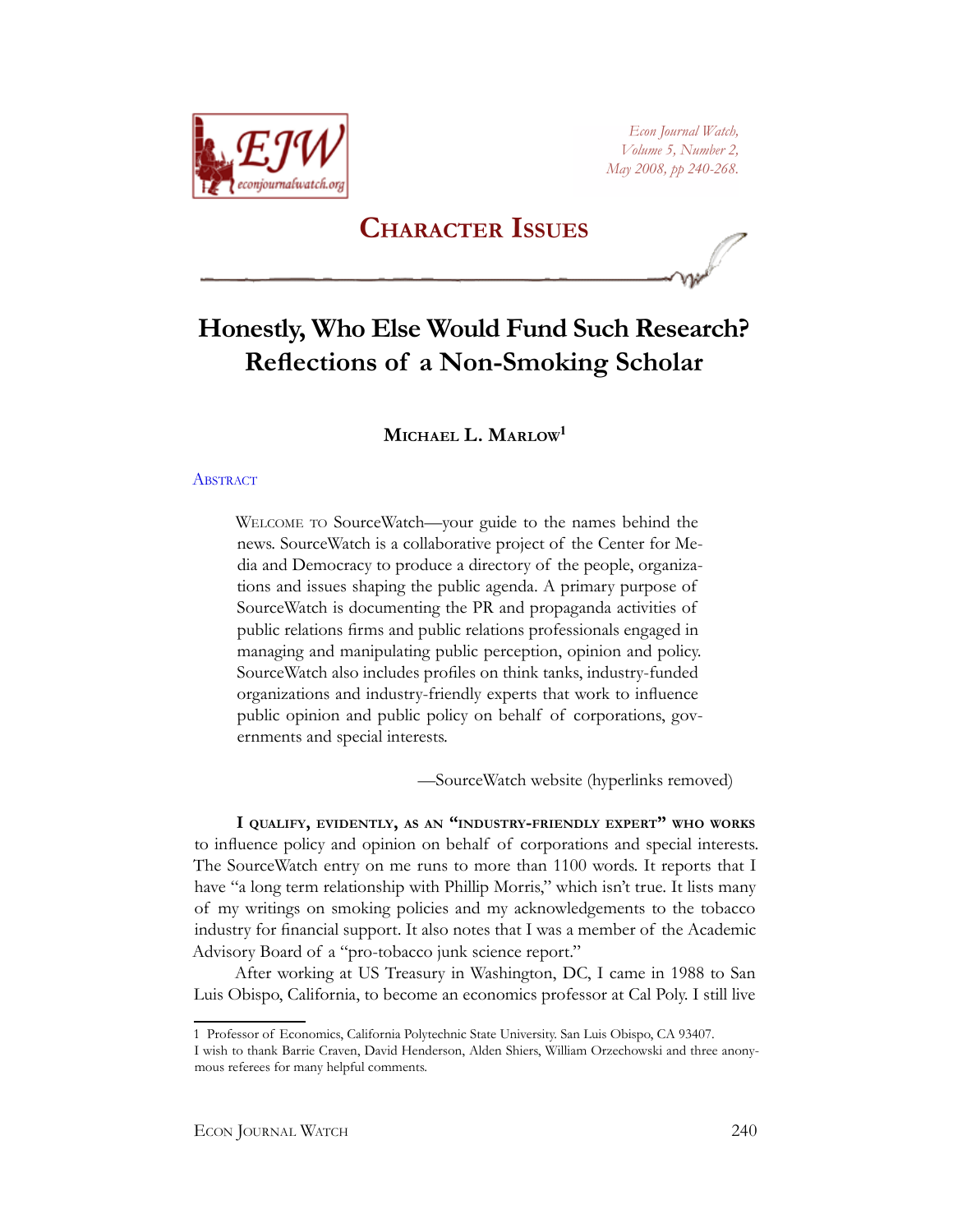# Character Issues

# Honestly, Who Else Would Fund Such Research? Reflections of a Non-Smoking Scholar

**Michael L. Marlow**[1]

Abstract

> Welcome to SourceWatch—your guide to the names behind the news. SourceWatch is a collaborative project of the Center for Media and Democracy to produce a directory of the people, organizations and issues shaping the public agenda. A primary purpose of SourceWatch is documenting the PR and propaganda activities of public relations firms and public relations professionals engaged in managing and manipulating public perception, opinion and policy. SourceWatch also includes profiles on think tanks, industry-funded organizations and industry-friendly experts that work to influence public opinion and public policy on behalf of corporations, governments and special interests.
>
> —SourceWatch website (hyperlinks removed)

**I qualify, evidently, as an "industry-friendly expert" who works** to influence policy and opinion on behalf of corporations and special interests. The SourceWatch entry on me runs to more than 1100 words. It reports that I have "a long term relationship with Phillip Morris," which isn't true. It lists many of my writings on smoking policies and my acknowledgements to the tobacco industry for financial support. It also notes that I was a member of the Academic Advisory Board of a "pro-tobacco junk science report."

After working at US Treasury in Washington, DC, I came in 1988 to San Luis Obispo, California, to become an economics professor at Cal Poly. I still live

---

1 Professor of Economics, California Polytechnic State University. San Luis Obispo, CA 93407.
I wish to thank Barrie Craven, David Henderson, Alden Shiers, William Orzechowski and three anonymous referees for many helpful comments.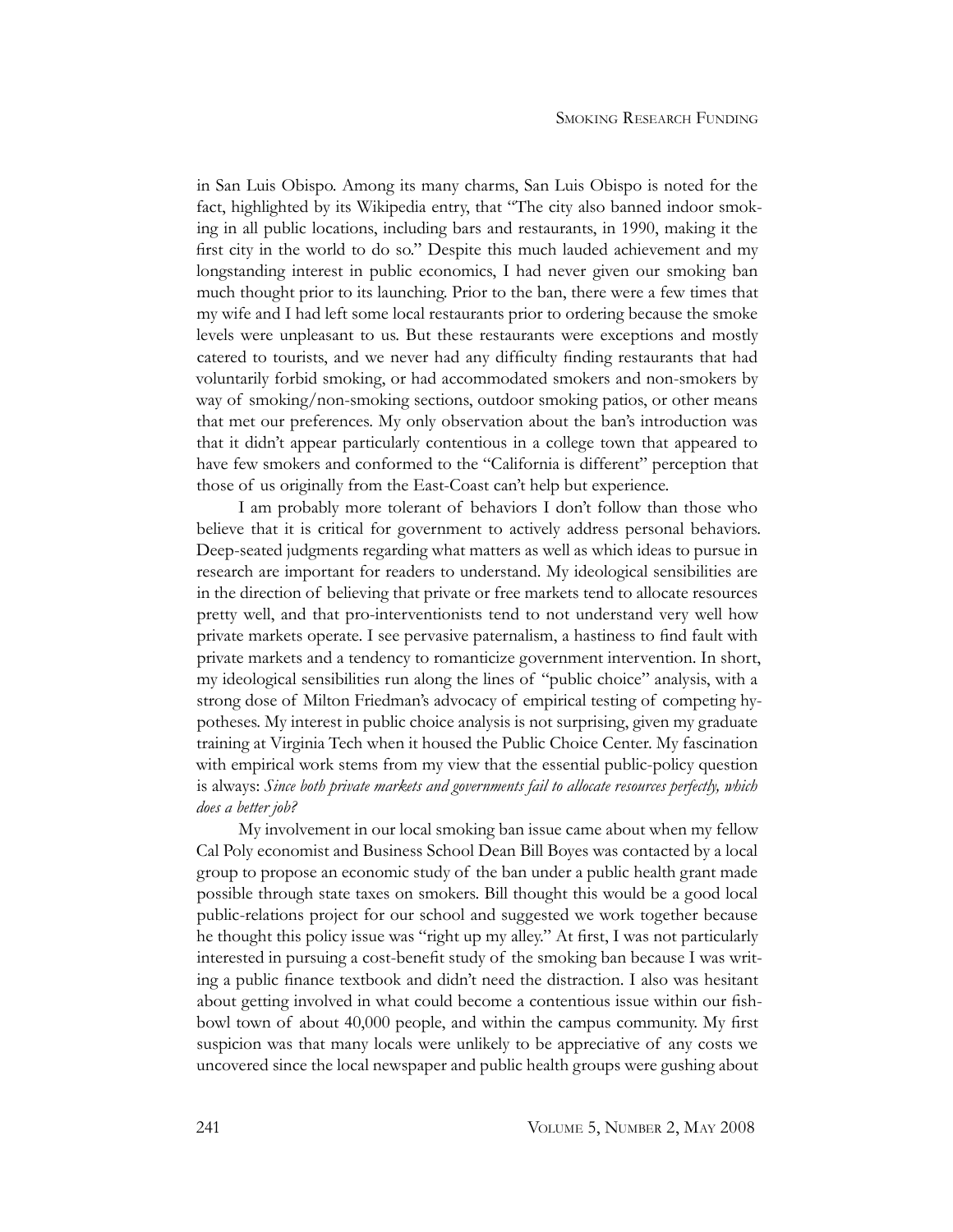in San Luis Obispo. Among its many charms, San Luis Obispo is noted for the fact, highlighted by its Wikipedia entry, that "The city also banned indoor smoking in all public locations, including bars and restaurants, in 1990, making it the first city in the world to do so." Despite this much lauded achievement and my longstanding interest in public economics, I had never given our smoking ban much thought prior to its launching. Prior to the ban, there were a few times that my wife and I had left some local restaurants prior to ordering because the smoke levels were unpleasant to us. But these restaurants were exceptions and mostly catered to tourists, and we never had any difficulty finding restaurants that had voluntarily forbid smoking, or had accommodated smokers and non-smokers by way of smoking/non-smoking sections, outdoor smoking patios, or other means that met our preferences. My only observation about the ban's introduction was that it didn't appear particularly contentious in a college town that appeared to have few smokers and conformed to the "California is different" perception that those of us originally from the East-Coast can't help but experience.

I am probably more tolerant of behaviors I don't follow than those who believe that it is critical for government to actively address personal behaviors. Deep-seated judgments regarding what matters as well as which ideas to pursue in research are important for readers to understand. My ideological sensibilities are in the direction of believing that private or free markets tend to allocate resources pretty well, and that pro-interventionists tend to not understand very well how private markets operate. I see pervasive paternalism, a hastiness to find fault with private markets and a tendency to romanticize government intervention. In short, my ideological sensibilities run along the lines of "public choice" analysis, with a strong dose of Milton Friedman's advocacy of empirical testing of competing hypotheses. My interest in public choice analysis is not surprising, given my graduate training at Virginia Tech when it housed the Public Choice Center. My fascination with empirical work stems from my view that the essential public-policy question is always: *Since both private markets and governments fail to allocate resources perfectly, which does a better job?*

My involvement in our local smoking ban issue came about when my fellow Cal Poly economist and Business School Dean Bill Boyes was contacted by a local group to propose an economic study of the ban under a public health grant made possible through state taxes on smokers. Bill thought this would be a good local public-relations project for our school and suggested we work together because he thought this policy issue was "right up my alley." At first, I was not particularly interested in pursuing a cost-benefit study of the smoking ban because I was writing a public finance textbook and didn't need the distraction. I also was hesitant about getting involved in what could become a contentious issue within our fishbowl town of about 40,000 people, and within the campus community. My first suspicion was that many locals were unlikely to be appreciative of any costs we uncovered since the local newspaper and public health groups were gushing about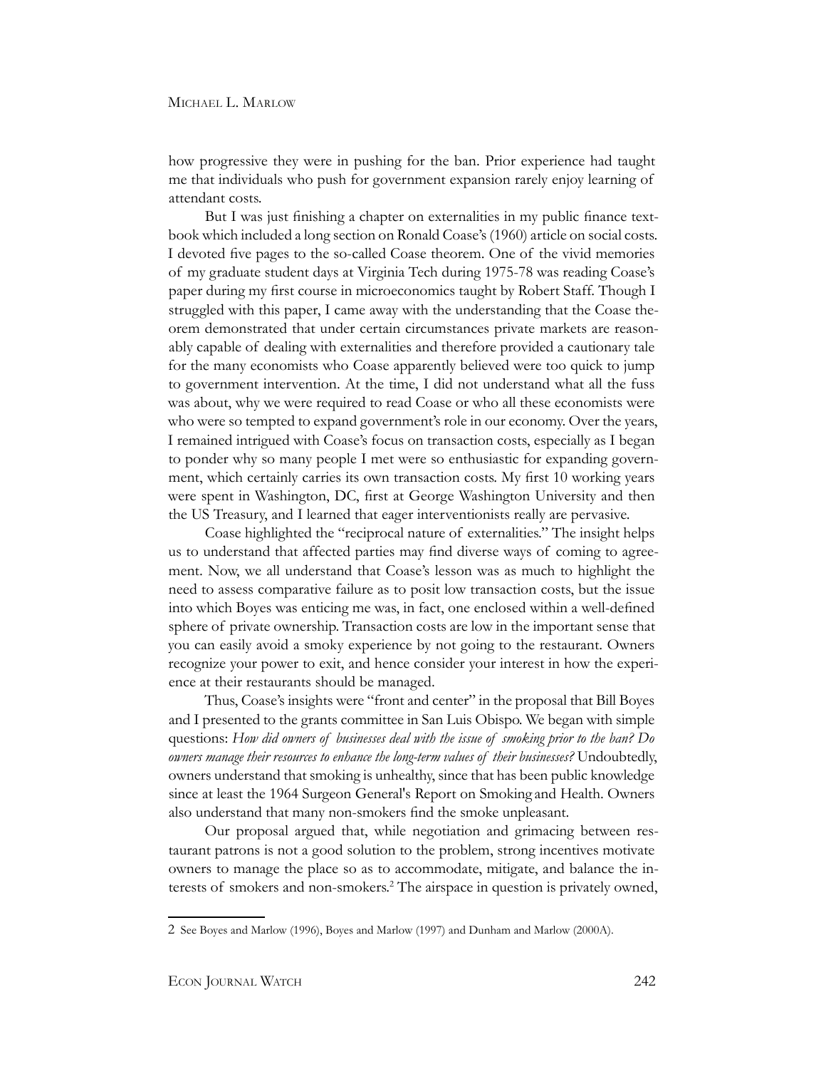how progressive they were in pushing for the ban. Prior experience had taught me that individuals who push for government expansion rarely enjoy learning of attendant costs.

But I was just finishing a chapter on externalities in my public finance textbook which included a long section on Ronald Coase's (1960) article on social costs. I devoted five pages to the so-called Coase theorem. One of the vivid memories of my graduate student days at Virginia Tech during 1975-78 was reading Coase's paper during my first course in microeconomics taught by Robert Staff. Though I struggled with this paper, I came away with the understanding that the Coase theorem demonstrated that under certain circumstances private markets are reasonably capable of dealing with externalities and therefore provided a cautionary tale for the many economists who Coase apparently believed were too quick to jump to government intervention. At the time, I did not understand what all the fuss was about, why we were required to read Coase or who all these economists were who were so tempted to expand government's role in our economy. Over the years, I remained intrigued with Coase's focus on transaction costs, especially as I began to ponder why so many people I met were so enthusiastic for expanding government, which certainly carries its own transaction costs. My first 10 working years were spent in Washington, DC, first at George Washington University and then the US Treasury, and I learned that eager interventionists really are pervasive.

Coase highlighted the "reciprocal nature of externalities." The insight helps us to understand that affected parties may find diverse ways of coming to agreement. Now, we all understand that Coase's lesson was as much to highlight the need to assess comparative failure as to posit low transaction costs, but the issue into which Boyes was enticing me was, in fact, one enclosed within a well-defined sphere of private ownership. Transaction costs are low in the important sense that you can easily avoid a smoky experience by not going to the restaurant. Owners recognize your power to exit, and hence consider your interest in how the experience at their restaurants should be managed.

Thus, Coase's insights were "front and center" in the proposal that Bill Boyes and I presented to the grants committee in San Luis Obispo. We began with simple questions: *How did owners of businesses deal with the issue of smoking prior to the ban? Do owners manage their resources to enhance the long-term values of their businesses?* Undoubtedly, owners understand that smoking is unhealthy, since that has been public knowledge since at least the 1964 Surgeon General's Report on Smoking and Health. Owners also understand that many non-smokers find the smoke unpleasant.

Our proposal argued that, while negotiation and grimacing between restaurant patrons is not a good solution to the problem, strong incentives motivate owners to manage the place so as to accommodate, mitigate, and balance the interests of smokers and non-smokers.[2] The airspace in question is privately owned,

---

2 See Boyes and Marlow (1996), Boyes and Marlow (1997) and Dunham and Marlow (2000A).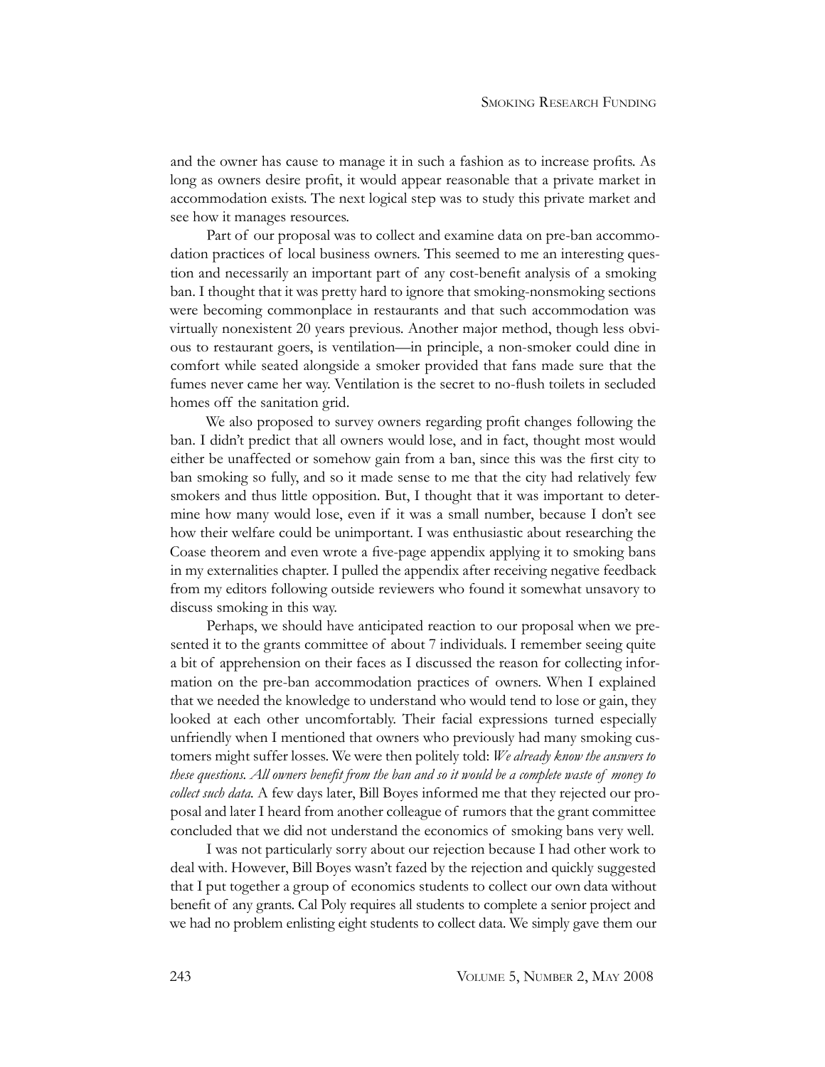and the owner has cause to manage it in such a fashion as to increase profits. As long as owners desire profit, it would appear reasonable that a private market in accommodation exists. The next logical step was to study this private market and see how it manages resources.

Part of our proposal was to collect and examine data on pre-ban accommodation practices of local business owners. This seemed to me an interesting question and necessarily an important part of any cost-benefit analysis of a smoking ban. I thought that it was pretty hard to ignore that smoking-nonsmoking sections were becoming commonplace in restaurants and that such accommodation was virtually nonexistent 20 years previous. Another major method, though less obvious to restaurant goers, is ventilation—in principle, a non-smoker could dine in comfort while seated alongside a smoker provided that fans made sure that the fumes never came her way. Ventilation is the secret to no-flush toilets in secluded homes off the sanitation grid.

We also proposed to survey owners regarding profit changes following the ban. I didn't predict that all owners would lose, and in fact, thought most would either be unaffected or somehow gain from a ban, since this was the first city to ban smoking so fully, and so it made sense to me that the city had relatively few smokers and thus little opposition. But, I thought that it was important to determine how many would lose, even if it was a small number, because I don't see how their welfare could be unimportant. I was enthusiastic about researching the Coase theorem and even wrote a five-page appendix applying it to smoking bans in my externalities chapter. I pulled the appendix after receiving negative feedback from my editors following outside reviewers who found it somewhat unsavory to discuss smoking in this way.

Perhaps, we should have anticipated reaction to our proposal when we presented it to the grants committee of about 7 individuals. I remember seeing quite a bit of apprehension on their faces as I discussed the reason for collecting information on the pre-ban accommodation practices of owners. When I explained that we needed the knowledge to understand who would tend to lose or gain, they looked at each other uncomfortably. Their facial expressions turned especially unfriendly when I mentioned that owners who previously had many smoking customers might suffer losses. We were then politely told: *We already know the answers to these questions. All owners benefit from the ban and so it would be a complete waste of money to collect such data.* A few days later, Bill Boyes informed me that they rejected our proposal and later I heard from another colleague of rumors that the grant committee concluded that we did not understand the economics of smoking bans very well.

I was not particularly sorry about our rejection because I had other work to deal with. However, Bill Boyes wasn't fazed by the rejection and quickly suggested that I put together a group of economics students to collect our own data without benefit of any grants. Cal Poly requires all students to complete a senior project and we had no problem enlisting eight students to collect data. We simply gave them our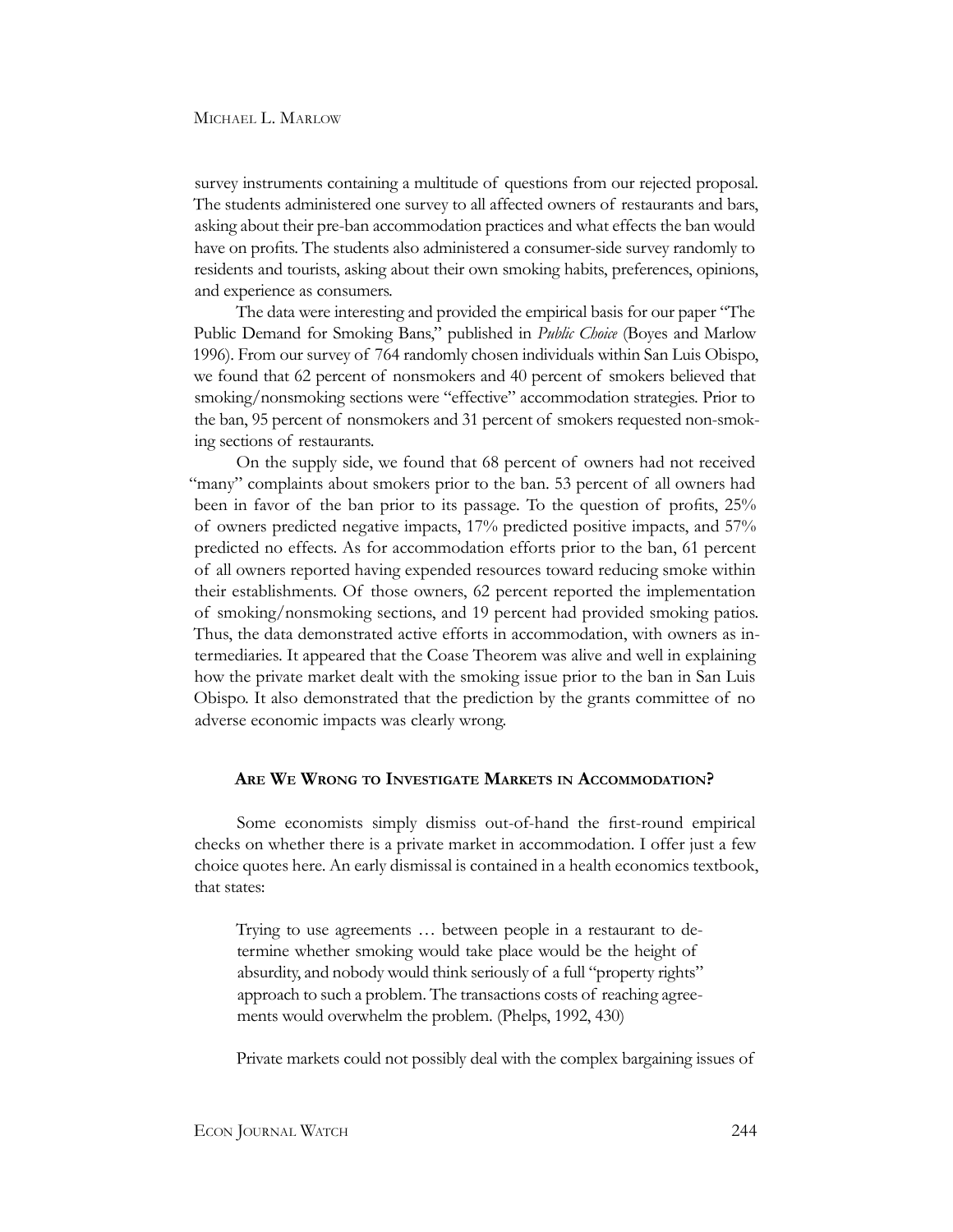survey instruments containing a multitude of questions from our rejected proposal. The students administered one survey to all affected owners of restaurants and bars, asking about their pre-ban accommodation practices and what effects the ban would have on profits. The students also administered a consumer-side survey randomly to residents and tourists, asking about their own smoking habits, preferences, opinions, and experience as consumers.

The data were interesting and provided the empirical basis for our paper "The Public Demand for Smoking Bans," published in *Public Choice* (Boyes and Marlow 1996). From our survey of 764 randomly chosen individuals within San Luis Obispo, we found that 62 percent of nonsmokers and 40 percent of smokers believed that smoking/nonsmoking sections were "effective" accommodation strategies. Prior to the ban, 95 percent of nonsmokers and 31 percent of smokers requested non-smoking sections of restaurants.

On the supply side, we found that 68 percent of owners had not received "many" complaints about smokers prior to the ban. 53 percent of all owners had been in favor of the ban prior to its passage. To the question of profits, 25% of owners predicted negative impacts, 17% predicted positive impacts, and 57% predicted no effects. As for accommodation efforts prior to the ban, 61 percent of all owners reported having expended resources toward reducing smoke within their establishments. Of those owners, 62 percent reported the implementation of smoking/nonsmoking sections, and 19 percent had provided smoking patios. Thus, the data demonstrated active efforts in accommodation, with owners as intermediaries. It appeared that the Coase Theorem was alive and well in explaining how the private market dealt with the smoking issue prior to the ban in San Luis Obispo. It also demonstrated that the prediction by the grants committee of no adverse economic impacts was clearly wrong.

## Are We Wrong to Investigate Markets in Accommodation?

Some economists simply dismiss out-of-hand the first-round empirical checks on whether there is a private market in accommodation. I offer just a few choice quotes here. An early dismissal is contained in a health economics textbook, that states:

> Trying to use agreements … between people in a restaurant to determine whether smoking would take place would be the height of absurdity, and nobody would think seriously of a full "property rights" approach to such a problem. The transactions costs of reaching agreements would overwhelm the problem. (Phelps, 1992, 430)

Private markets could not possibly deal with the complex bargaining issues of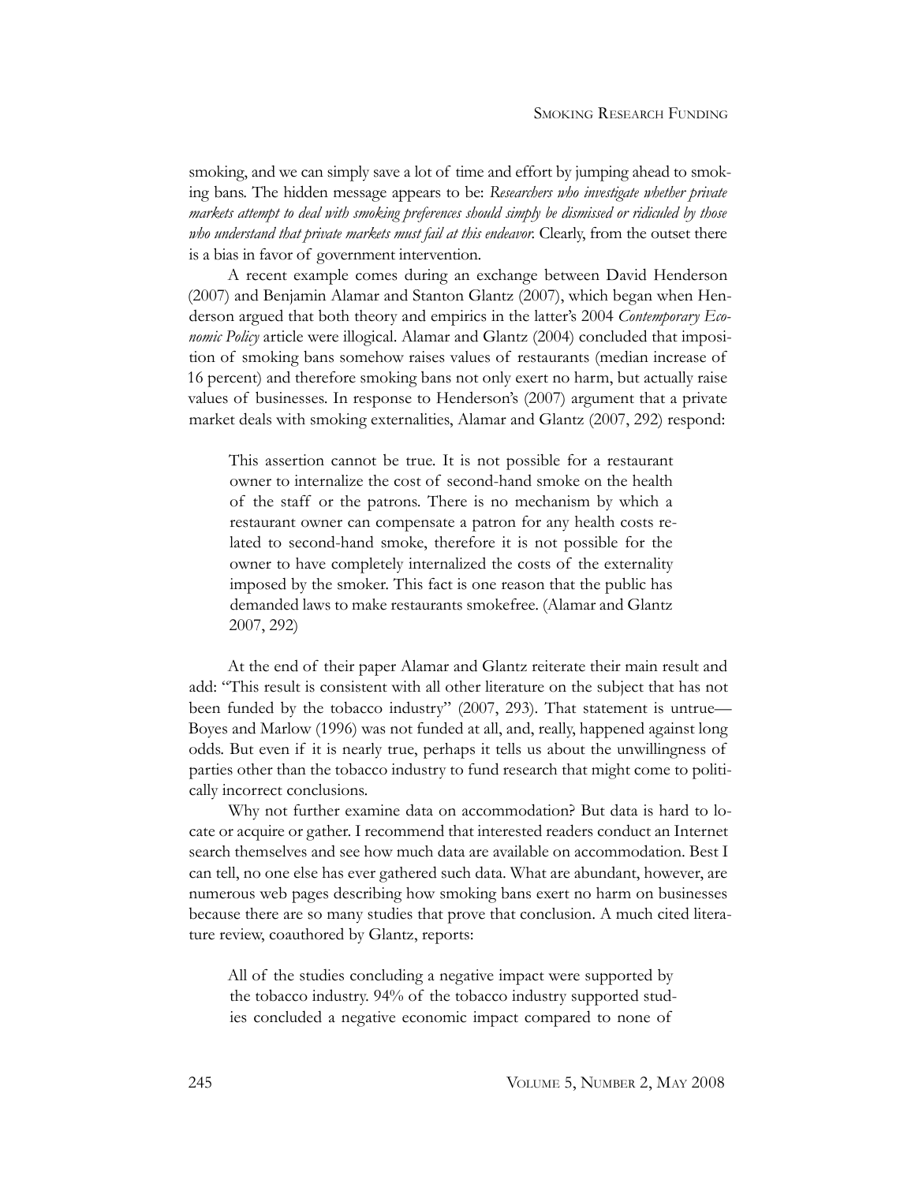smoking, and we can simply save a lot of time and effort by jumping ahead to smoking bans. The hidden message appears to be: *Researchers who investigate whether private markets attempt to deal with smoking preferences should simply be dismissed or ridiculed by those who understand that private markets must fail at this endeavor.* Clearly, from the outset there is a bias in favor of government intervention.

A recent example comes during an exchange between David Henderson (2007) and Benjamin Alamar and Stanton Glantz (2007), which began when Henderson argued that both theory and empirics in the latter's 2004 *Contemporary Economic Policy* article were illogical. Alamar and Glantz (2004) concluded that imposition of smoking bans somehow raises values of restaurants (median increase of 16 percent) and therefore smoking bans not only exert no harm, but actually raise values of businesses. In response to Henderson's (2007) argument that a private market deals with smoking externalities, Alamar and Glantz (2007, 292) respond:

> This assertion cannot be true. It is not possible for a restaurant owner to internalize the cost of second-hand smoke on the health of the staff or the patrons. There is no mechanism by which a restaurant owner can compensate a patron for any health costs related to second-hand smoke, therefore it is not possible for the owner to have completely internalized the costs of the externality imposed by the smoker. This fact is one reason that the public has demanded laws to make restaurants smokefree. (Alamar and Glantz 2007, 292)

At the end of their paper Alamar and Glantz reiterate their main result and add: "This result is consistent with all other literature on the subject that has not been funded by the tobacco industry" (2007, 293). That statement is untrue—Boyes and Marlow (1996) was not funded at all, and, really, happened against long odds. But even if it is nearly true, perhaps it tells us about the unwillingness of parties other than the tobacco industry to fund research that might come to politically incorrect conclusions.

Why not further examine data on accommodation? But data is hard to locate or acquire or gather. I recommend that interested readers conduct an Internet search themselves and see how much data are available on accommodation. Best I can tell, no one else has ever gathered such data. What are abundant, however, are numerous web pages describing how smoking bans exert no harm on businesses because there are so many studies that prove that conclusion. A much cited literature review, coauthored by Glantz, reports:

> All of the studies concluding a negative impact were supported by the tobacco industry. 94% of the tobacco industry supported studies concluded a negative economic impact compared to none of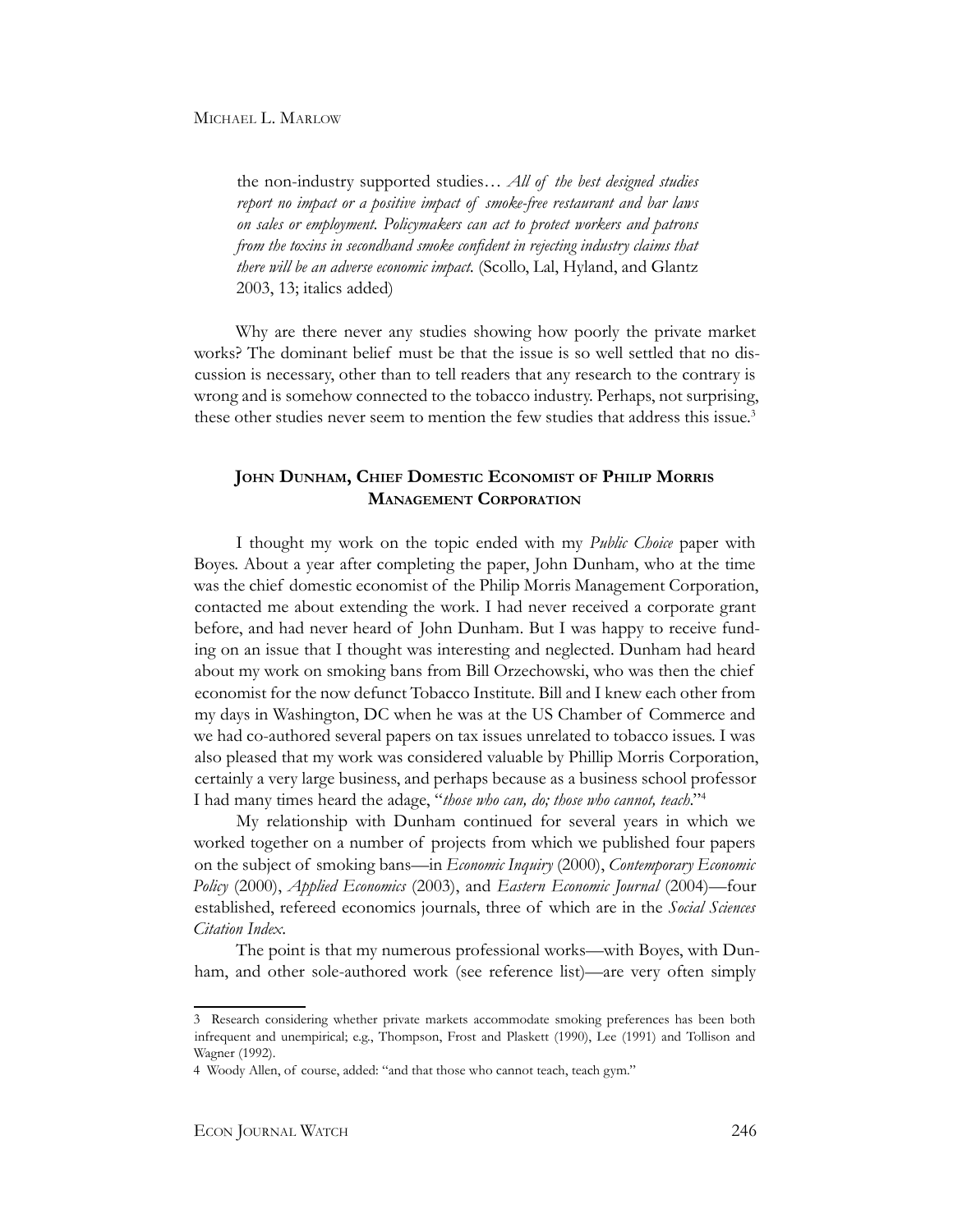> the non-industry supported studies… *All of the best designed studies report no impact or a positive impact of smoke-free restaurant and bar laws on sales or employment. Policymakers can act to protect workers and patrons from the toxins in secondhand smoke confident in rejecting industry claims that there will be an adverse economic impact.* (Scollo, Lal, Hyland, and Glantz 2003, 13; italics added)

Why are there never any studies showing how poorly the private market works? The dominant belief must be that the issue is so well settled that no discussion is necessary, other than to tell readers that any research to the contrary is wrong and is somehow connected to the tobacco industry. Perhaps, not surprising, these other studies never seem to mention the few studies that address this issue.[3]

## John Dunham, Chief Domestic Economist of Philip Morris Management Corporation

I thought my work on the topic ended with my *Public Choice* paper with Boyes. About a year after completing the paper, John Dunham, who at the time was the chief domestic economist of the Philip Morris Management Corporation, contacted me about extending the work. I had never received a corporate grant before, and had never heard of John Dunham. But I was happy to receive funding on an issue that I thought was interesting and neglected. Dunham had heard about my work on smoking bans from Bill Orzechowski, who was then the chief economist for the now defunct Tobacco Institute. Bill and I knew each other from my days in Washington, DC when he was at the US Chamber of Commerce and we had co-authored several papers on tax issues unrelated to tobacco issues. I was also pleased that my work was considered valuable by Phillip Morris Corporation, certainly a very large business, and perhaps because as a business school professor I had many times heard the adage, "*those who can, do; those who cannot, teach*."[4]

My relationship with Dunham continued for several years in which we worked together on a number of projects from which we published four papers on the subject of smoking bans—in *Economic Inquiry* (2000), *Contemporary Economic Policy* (2000), *Applied Economics* (2003), and *Eastern Economic Journal* (2004)—four established, refereed economics journals, three of which are in the *Social Sciences Citation Index*.

The point is that my numerous professional works—with Boyes, with Dunham, and other sole-authored work (see reference list)—are very often simply

---

3 Research considering whether private markets accommodate smoking preferences has been both infrequent and unempirical; e.g., Thompson, Frost and Plaskett (1990), Lee (1991) and Tollison and Wagner (1992).

4 Woody Allen, of course, added: "and that those who cannot teach, teach gym."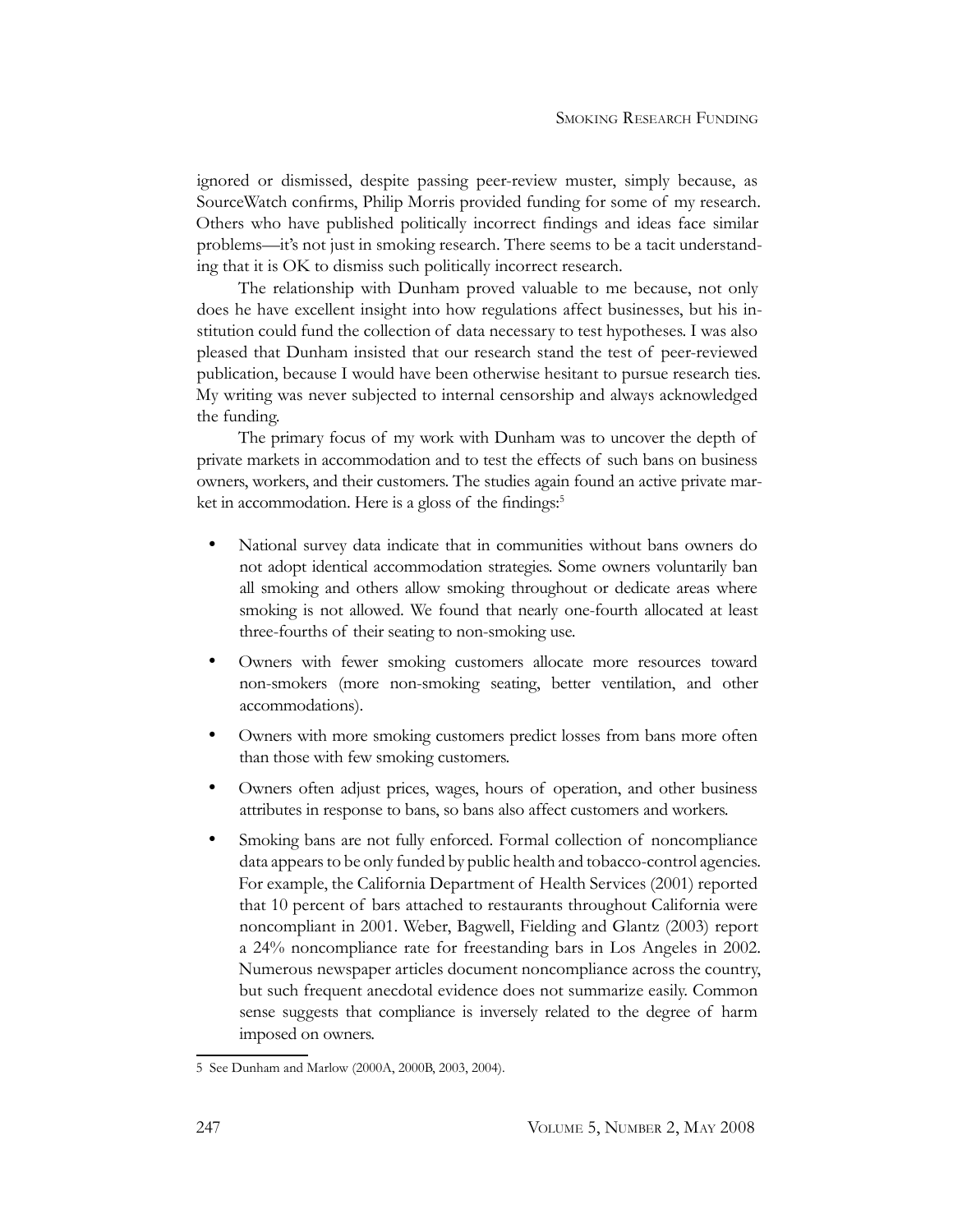ignored or dismissed, despite passing peer-review muster, simply because, as SourceWatch confirms, Philip Morris provided funding for some of my research. Others who have published politically incorrect findings and ideas face similar problems—it's not just in smoking research. There seems to be a tacit understanding that it is OK to dismiss such politically incorrect research.

The relationship with Dunham proved valuable to me because, not only does he have excellent insight into how regulations affect businesses, but his institution could fund the collection of data necessary to test hypotheses. I was also pleased that Dunham insisted that our research stand the test of peer-reviewed publication, because I would have been otherwise hesitant to pursue research ties. My writing was never subjected to internal censorship and always acknowledged the funding.

The primary focus of my work with Dunham was to uncover the depth of private markets in accommodation and to test the effects of such bans on business owners, workers, and their customers. The studies again found an active private market in accommodation. Here is a gloss of the findings:[5]

- National survey data indicate that in communities without bans owners do not adopt identical accommodation strategies. Some owners voluntarily ban all smoking and others allow smoking throughout or dedicate areas where smoking is not allowed. We found that nearly one-fourth allocated at least three-fourths of their seating to non-smoking use.
- Owners with fewer smoking customers allocate more resources toward non-smokers (more non-smoking seating, better ventilation, and other accommodations).
- Owners with more smoking customers predict losses from bans more often than those with few smoking customers.
- Owners often adjust prices, wages, hours of operation, and other business attributes in response to bans, so bans also affect customers and workers.
- Smoking bans are not fully enforced. Formal collection of noncompliance data appears to be only funded by public health and tobacco-control agencies. For example, the California Department of Health Services (2001) reported that 10 percent of bars attached to restaurants throughout California were noncompliant in 2001. Weber, Bagwell, Fielding and Glantz (2003) report a 24% noncompliance rate for freestanding bars in Los Angeles in 2002. Numerous newspaper articles document noncompliance across the country, but such frequent anecdotal evidence does not summarize easily. Common sense suggests that compliance is inversely related to the degree of harm imposed on owners.

5 See Dunham and Marlow (2000A, 2000B, 2003, 2004).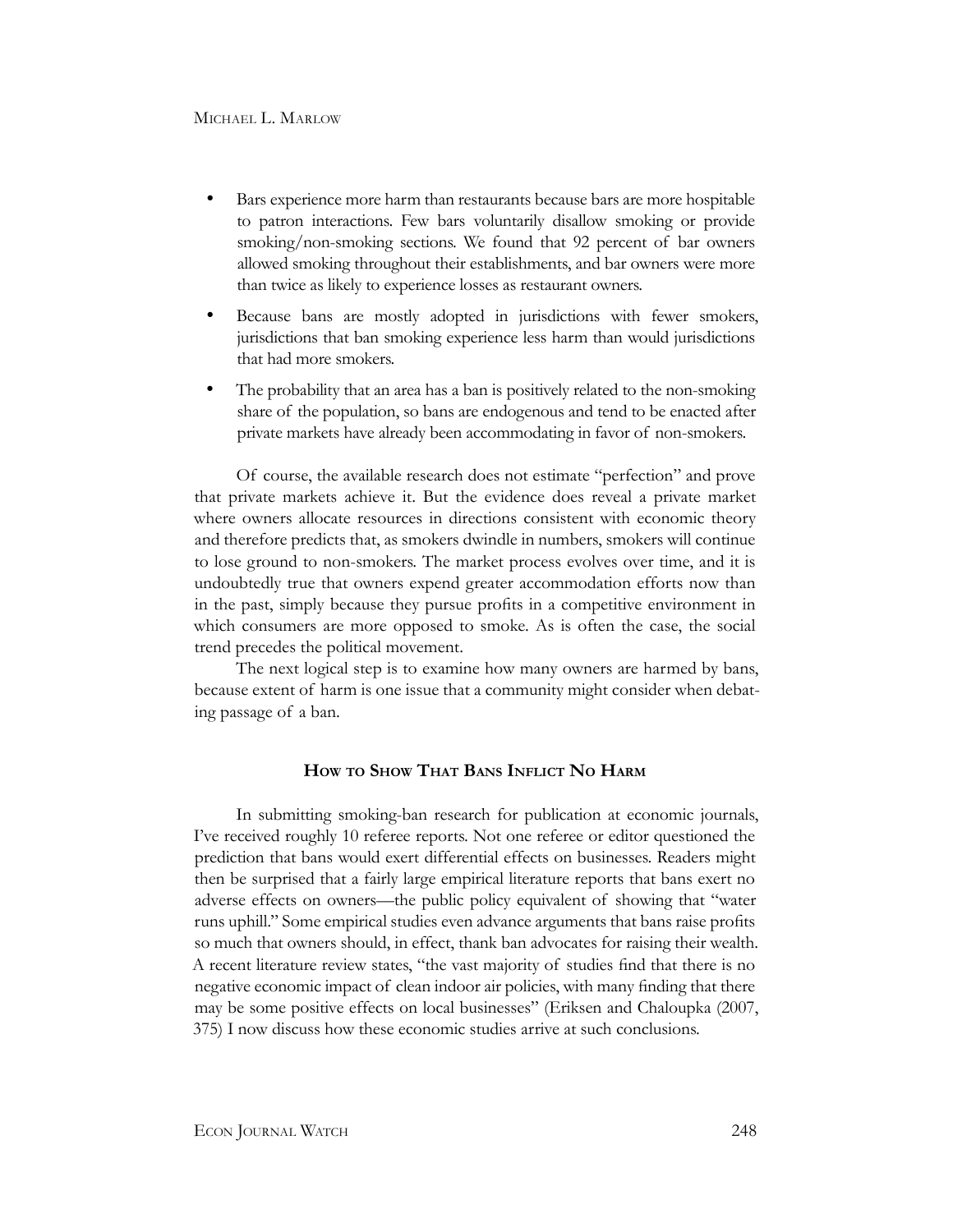- Bars experience more harm than restaurants because bars are more hospitable to patron interactions. Few bars voluntarily disallow smoking or provide smoking/non-smoking sections. We found that 92 percent of bar owners allowed smoking throughout their establishments, and bar owners were more than twice as likely to experience losses as restaurant owners.
- Because bans are mostly adopted in jurisdictions with fewer smokers, jurisdictions that ban smoking experience less harm than would jurisdictions that had more smokers.
- The probability that an area has a ban is positively related to the non-smoking share of the population, so bans are endogenous and tend to be enacted after private markets have already been accommodating in favor of non-smokers.

Of course, the available research does not estimate "perfection" and prove that private markets achieve it. But the evidence does reveal a private market where owners allocate resources in directions consistent with economic theory and therefore predicts that, as smokers dwindle in numbers, smokers will continue to lose ground to non-smokers. The market process evolves over time, and it is undoubtedly true that owners expend greater accommodation efforts now than in the past, simply because they pursue profits in a competitive environment in which consumers are more opposed to smoke. As is often the case, the social trend precedes the political movement.

The next logical step is to examine how many owners are harmed by bans, because extent of harm is one issue that a community might consider when debating passage of a ban.

## How to Show That Bans Inflict No Harm

In submitting smoking-ban research for publication at economic journals, I've received roughly 10 referee reports. Not one referee or editor questioned the prediction that bans would exert differential effects on businesses. Readers might then be surprised that a fairly large empirical literature reports that bans exert no adverse effects on owners—the public policy equivalent of showing that "water runs uphill." Some empirical studies even advance arguments that bans raise profits so much that owners should, in effect, thank ban advocates for raising their wealth. A recent literature review states, "the vast majority of studies find that there is no negative economic impact of clean indoor air policies, with many finding that there may be some positive effects on local businesses" (Eriksen and Chaloupka (2007, 375) I now discuss how these economic studies arrive at such conclusions.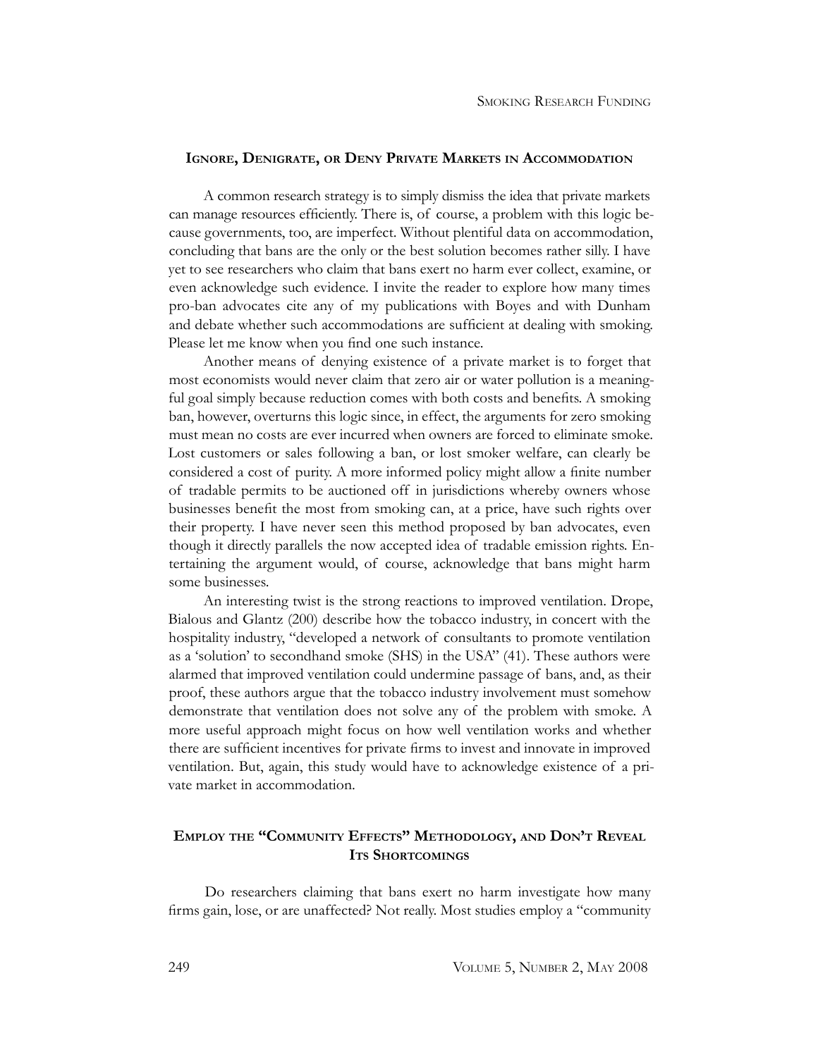## Ignore, Denigrate, or Deny Private Markets in Accommodation

A common research strategy is to simply dismiss the idea that private markets can manage resources efficiently. There is, of course, a problem with this logic because governments, too, are imperfect. Without plentiful data on accommodation, concluding that bans are the only or the best solution becomes rather silly. I have yet to see researchers who claim that bans exert no harm ever collect, examine, or even acknowledge such evidence. I invite the reader to explore how many times pro-ban advocates cite any of my publications with Boyes and with Dunham and debate whether such accommodations are sufficient at dealing with smoking. Please let me know when you find one such instance.

Another means of denying existence of a private market is to forget that most economists would never claim that zero air or water pollution is a meaningful goal simply because reduction comes with both costs and benefits. A smoking ban, however, overturns this logic since, in effect, the arguments for zero smoking must mean no costs are ever incurred when owners are forced to eliminate smoke. Lost customers or sales following a ban, or lost smoker welfare, can clearly be considered a cost of purity. A more informed policy might allow a finite number of tradable permits to be auctioned off in jurisdictions whereby owners whose businesses benefit the most from smoking can, at a price, have such rights over their property. I have never seen this method proposed by ban advocates, even though it directly parallels the now accepted idea of tradable emission rights. Entertaining the argument would, of course, acknowledge that bans might harm some businesses.

An interesting twist is the strong reactions to improved ventilation. Drope, Bialous and Glantz (200) describe how the tobacco industry, in concert with the hospitality industry, "developed a network of consultants to promote ventilation as a 'solution' to secondhand smoke (SHS) in the USA" (41). These authors were alarmed that improved ventilation could undermine passage of bans, and, as their proof, these authors argue that the tobacco industry involvement must somehow demonstrate that ventilation does not solve any of the problem with smoke. A more useful approach might focus on how well ventilation works and whether there are sufficient incentives for private firms to invest and innovate in improved ventilation. But, again, this study would have to acknowledge existence of a private market in accommodation.

## Employ the "Community Effects" Methodology, and Don't Reveal Its Shortcomings

Do researchers claiming that bans exert no harm investigate how many firms gain, lose, or are unaffected? Not really. Most studies employ a "community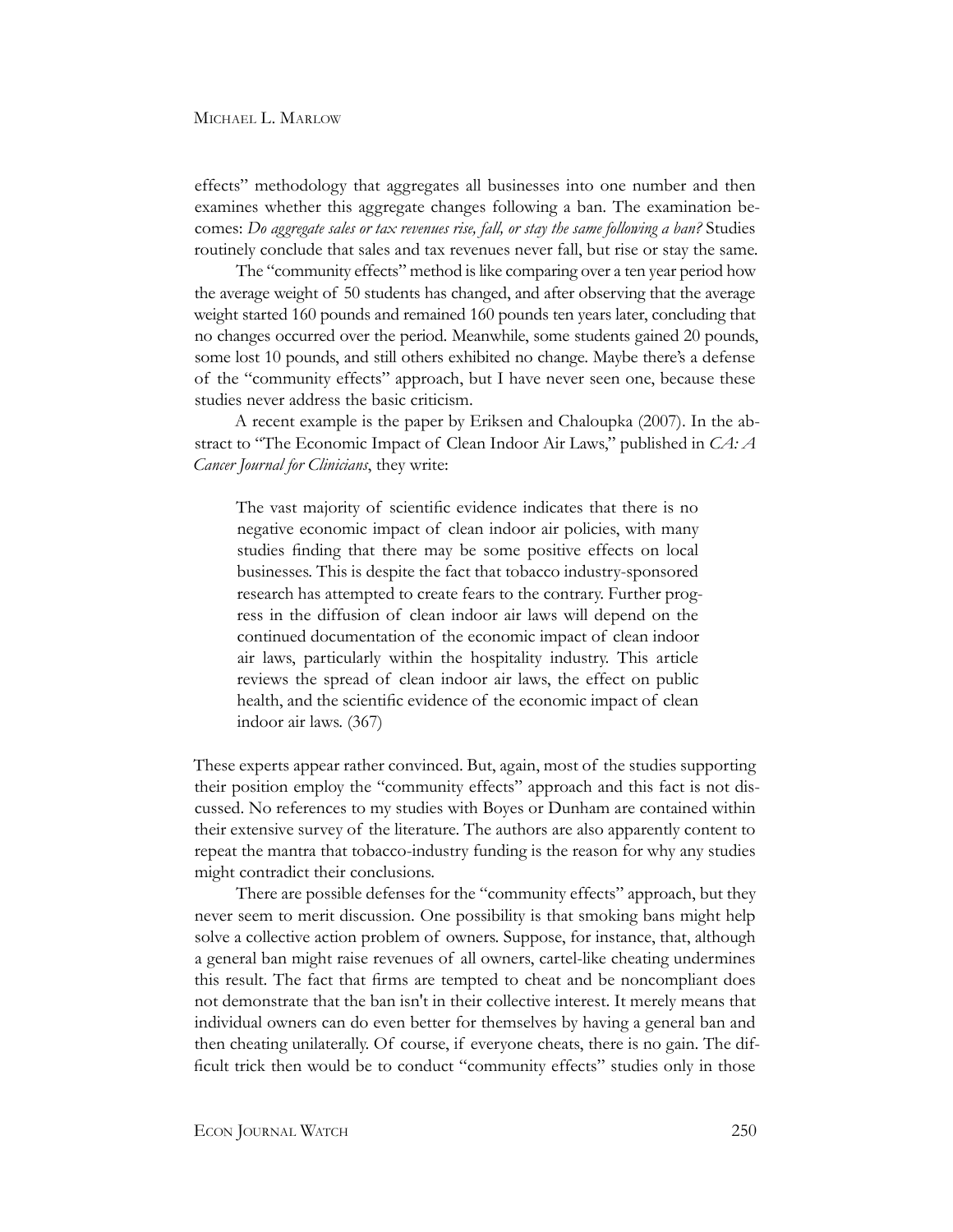effects" methodology that aggregates all businesses into one number and then examines whether this aggregate changes following a ban. The examination becomes: *Do aggregate sales or tax revenues rise, fall, or stay the same following a ban?* Studies routinely conclude that sales and tax revenues never fall, but rise or stay the same.

The "community effects" method is like comparing over a ten year period how the average weight of 50 students has changed, and after observing that the average weight started 160 pounds and remained 160 pounds ten years later, concluding that no changes occurred over the period. Meanwhile, some students gained 20 pounds, some lost 10 pounds, and still others exhibited no change. Maybe there's a defense of the "community effects" approach, but I have never seen one, because these studies never address the basic criticism.

A recent example is the paper by Eriksen and Chaloupka (2007). In the abstract to "The Economic Impact of Clean Indoor Air Laws," published in *CA: A Cancer Journal for Clinicians*, they write:

> The vast majority of scientific evidence indicates that there is no negative economic impact of clean indoor air policies, with many studies finding that there may be some positive effects on local businesses. This is despite the fact that tobacco industry-sponsored research has attempted to create fears to the contrary. Further progress in the diffusion of clean indoor air laws will depend on the continued documentation of the economic impact of clean indoor air laws, particularly within the hospitality industry. This article reviews the spread of clean indoor air laws, the effect on public health, and the scientific evidence of the economic impact of clean indoor air laws. (367)

These experts appear rather convinced. But, again, most of the studies supporting their position employ the "community effects" approach and this fact is not discussed. No references to my studies with Boyes or Dunham are contained within their extensive survey of the literature. The authors are also apparently content to repeat the mantra that tobacco-industry funding is the reason for why any studies might contradict their conclusions.

There are possible defenses for the "community effects" approach, but they never seem to merit discussion. One possibility is that smoking bans might help solve a collective action problem of owners. Suppose, for instance, that, although a general ban might raise revenues of all owners, cartel-like cheating undermines this result. The fact that firms are tempted to cheat and be noncompliant does not demonstrate that the ban isn't in their collective interest. It merely means that individual owners can do even better for themselves by having a general ban and then cheating unilaterally. Of course, if everyone cheats, there is no gain. The difficult trick then would be to conduct "community effects" studies only in those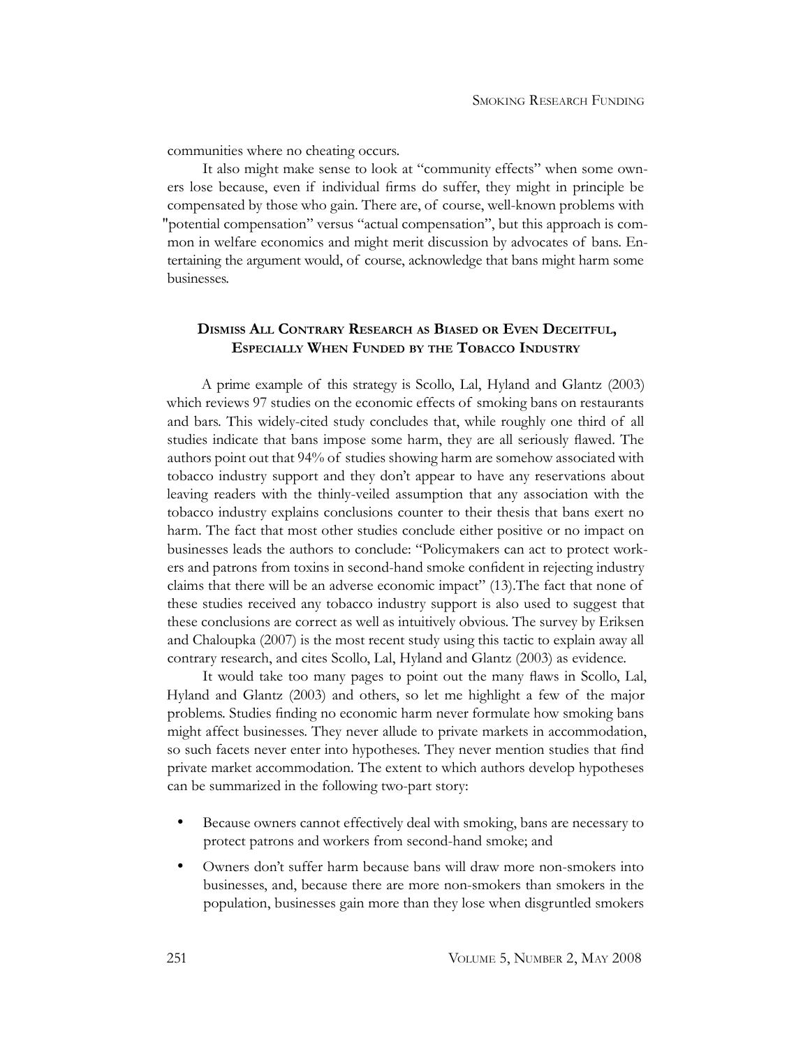communities where no cheating occurs.

It also might make sense to look at "community effects" when some owners lose because, even if individual firms do suffer, they might in principle be compensated by those who gain. There are, of course, well-known problems with "potential compensation" versus "actual compensation", but this approach is common in welfare economics and might merit discussion by advocates of bans. Entertaining the argument would, of course, acknowledge that bans might harm some businesses.

## Dismiss All Contrary Research as Biased or Even Deceitful, Especially When Funded by the Tobacco Industry

A prime example of this strategy is Scollo, Lal, Hyland and Glantz (2003) which reviews 97 studies on the economic effects of smoking bans on restaurants and bars. This widely-cited study concludes that, while roughly one third of all studies indicate that bans impose some harm, they are all seriously flawed. The authors point out that 94% of studies showing harm are somehow associated with tobacco industry support and they don't appear to have any reservations about leaving readers with the thinly-veiled assumption that any association with the tobacco industry explains conclusions counter to their thesis that bans exert no harm. The fact that most other studies conclude either positive or no impact on businesses leads the authors to conclude: "Policymakers can act to protect workers and patrons from toxins in second-hand smoke confident in rejecting industry claims that there will be an adverse economic impact" (13).The fact that none of these studies received any tobacco industry support is also used to suggest that these conclusions are correct as well as intuitively obvious. The survey by Eriksen and Chaloupka (2007) is the most recent study using this tactic to explain away all contrary research, and cites Scollo, Lal, Hyland and Glantz (2003) as evidence.

It would take too many pages to point out the many flaws in Scollo, Lal, Hyland and Glantz (2003) and others, so let me highlight a few of the major problems. Studies finding no economic harm never formulate how smoking bans might affect businesses. They never allude to private markets in accommodation, so such facets never enter into hypotheses. They never mention studies that find private market accommodation. The extent to which authors develop hypotheses can be summarized in the following two-part story:

- Because owners cannot effectively deal with smoking, bans are necessary to protect patrons and workers from second-hand smoke; and
- Owners don't suffer harm because bans will draw more non-smokers into businesses, and, because there are more non-smokers than smokers in the population, businesses gain more than they lose when disgruntled smokers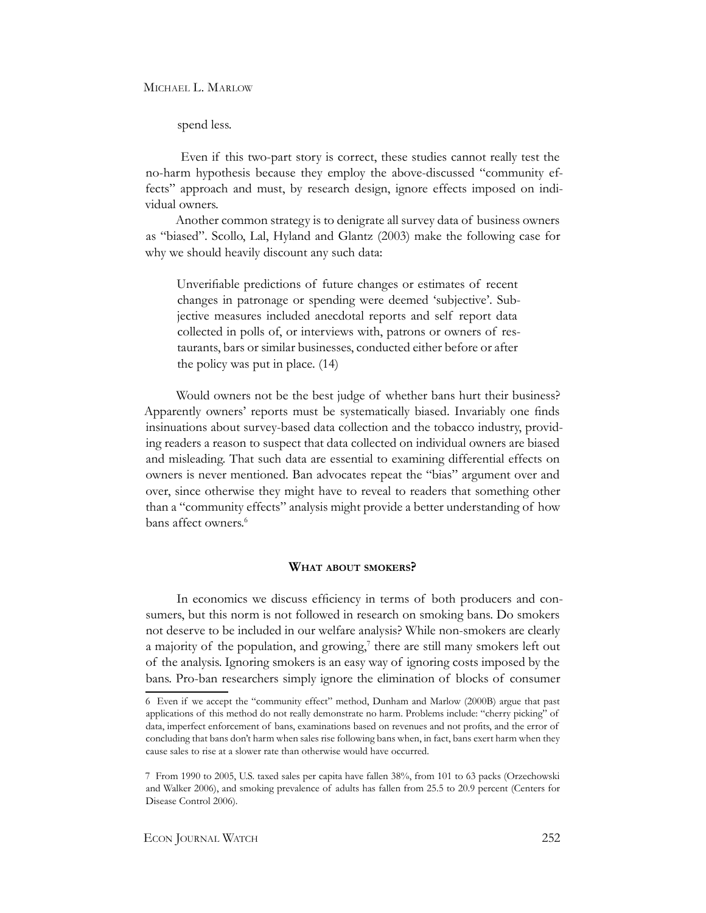spend less.

Even if this two-part story is correct, these studies cannot really test the no-harm hypothesis because they employ the above-discussed "community effects" approach and must, by research design, ignore effects imposed on individual owners.

Another common strategy is to denigrate all survey data of business owners as "biased". Scollo, Lal, Hyland and Glantz (2003) make the following case for why we should heavily discount any such data:

> Unverifiable predictions of future changes or estimates of recent changes in patronage or spending were deemed 'subjective'. Subjective measures included anecdotal reports and self report data collected in polls of, or interviews with, patrons or owners of restaurants, bars or similar businesses, conducted either before or after the policy was put in place. (14)

Would owners not be the best judge of whether bans hurt their business? Apparently owners' reports must be systematically biased. Invariably one finds insinuations about survey-based data collection and the tobacco industry, providing readers a reason to suspect that data collected on individual owners are biased and misleading. That such data are essential to examining differential effects on owners is never mentioned. Ban advocates repeat the "bias" argument over and over, since otherwise they might have to reveal to readers that something other than a "community effects" analysis might provide a better understanding of how bans affect owners.[6]

## What about smokers?

In economics we discuss efficiency in terms of both producers and consumers, but this norm is not followed in research on smoking bans. Do smokers not deserve to be included in our welfare analysis? While non-smokers are clearly a majority of the population, and growing,[7] there are still many smokers left out of the analysis. Ignoring smokers is an easy way of ignoring costs imposed by the bans. Pro-ban researchers simply ignore the elimination of blocks of consumer

---

6 Even if we accept the "community effect" method, Dunham and Marlow (2000B) argue that past applications of this method do not really demonstrate no harm. Problems include: "cherry picking" of data, imperfect enforcement of bans, examinations based on revenues and not profits, and the error of concluding that bans don't harm when sales rise following bans when, in fact, bans exert harm when they cause sales to rise at a slower rate than otherwise would have occurred.

7 From 1990 to 2005, U.S. taxed sales per capita have fallen 38%, from 101 to 63 packs (Orzechowski and Walker 2006), and smoking prevalence of adults has fallen from 25.5 to 20.9 percent (Centers for Disease Control 2006).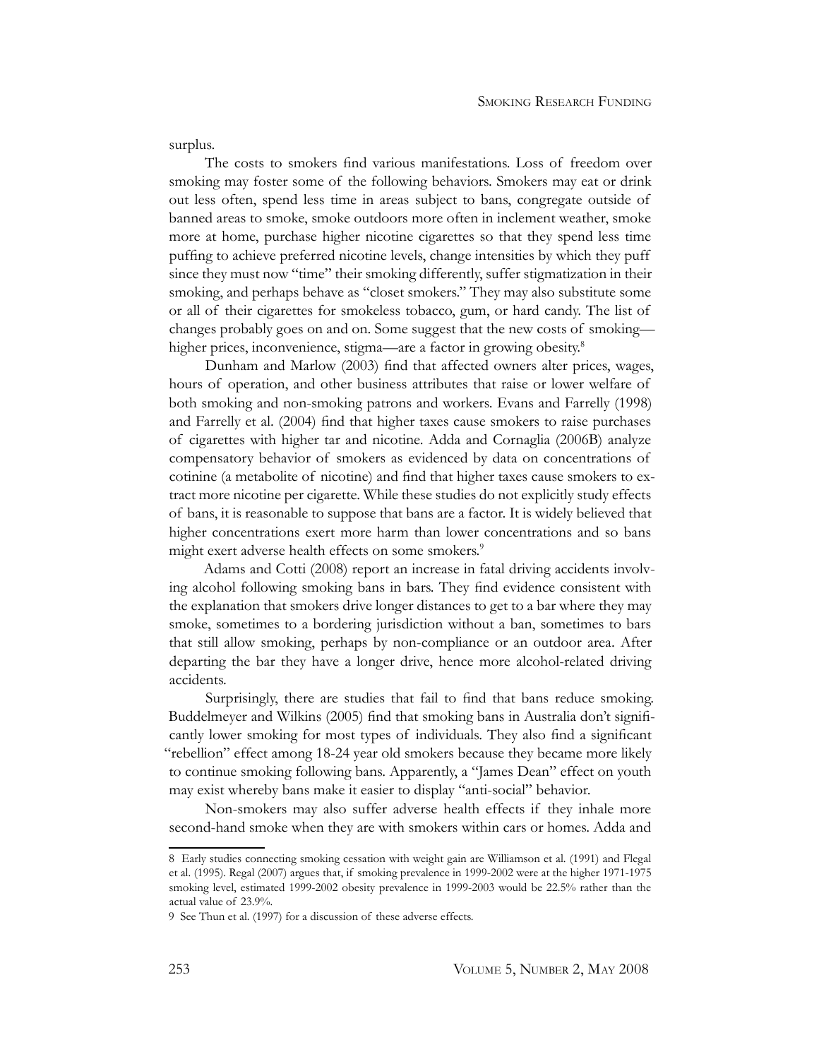surplus.

The costs to smokers find various manifestations. Loss of freedom over smoking may foster some of the following behaviors. Smokers may eat or drink out less often, spend less time in areas subject to bans, congregate outside of banned areas to smoke, smoke outdoors more often in inclement weather, smoke more at home, purchase higher nicotine cigarettes so that they spend less time puffing to achieve preferred nicotine levels, change intensities by which they puff since they must now "time" their smoking differently, suffer stigmatization in their smoking, and perhaps behave as "closet smokers." They may also substitute some or all of their cigarettes for smokeless tobacco, gum, or hard candy. The list of changes probably goes on and on. Some suggest that the new costs of smoking—higher prices, inconvenience, stigma—are a factor in growing obesity.[8]

Dunham and Marlow (2003) find that affected owners alter prices, wages, hours of operation, and other business attributes that raise or lower welfare of both smoking and non-smoking patrons and workers. Evans and Farrelly (1998) and Farrelly et al. (2004) find that higher taxes cause smokers to raise purchases of cigarettes with higher tar and nicotine. Adda and Cornaglia (2006B) analyze compensatory behavior of smokers as evidenced by data on concentrations of cotinine (a metabolite of nicotine) and find that higher taxes cause smokers to extract more nicotine per cigarette. While these studies do not explicitly study effects of bans, it is reasonable to suppose that bans are a factor. It is widely believed that higher concentrations exert more harm than lower concentrations and so bans might exert adverse health effects on some smokers.[9]

Adams and Cotti (2008) report an increase in fatal driving accidents involving alcohol following smoking bans in bars. They find evidence consistent with the explanation that smokers drive longer distances to get to a bar where they may smoke, sometimes to a bordering jurisdiction without a ban, sometimes to bars that still allow smoking, perhaps by non-compliance or an outdoor area. After departing the bar they have a longer drive, hence more alcohol-related driving accidents.

Surprisingly, there are studies that fail to find that bans reduce smoking. Buddelmeyer and Wilkins (2005) find that smoking bans in Australia don't significantly lower smoking for most types of individuals. They also find a significant "rebellion" effect among 18-24 year old smokers because they became more likely to continue smoking following bans. Apparently, a "James Dean" effect on youth may exist whereby bans make it easier to display "anti-social" behavior.

Non-smokers may also suffer adverse health effects if they inhale more second-hand smoke when they are with smokers within cars or homes. Adda and

---

8 Early studies connecting smoking cessation with weight gain are Williamson et al. (1991) and Flegal et al. (1995). Regal (2007) argues that, if smoking prevalence in 1999-2002 were at the higher 1971-1975 smoking level, estimated 1999-2002 obesity prevalence in 1999-2003 would be 22.5% rather than the actual value of 23.9%.

9 See Thun et al. (1997) for a discussion of these adverse effects.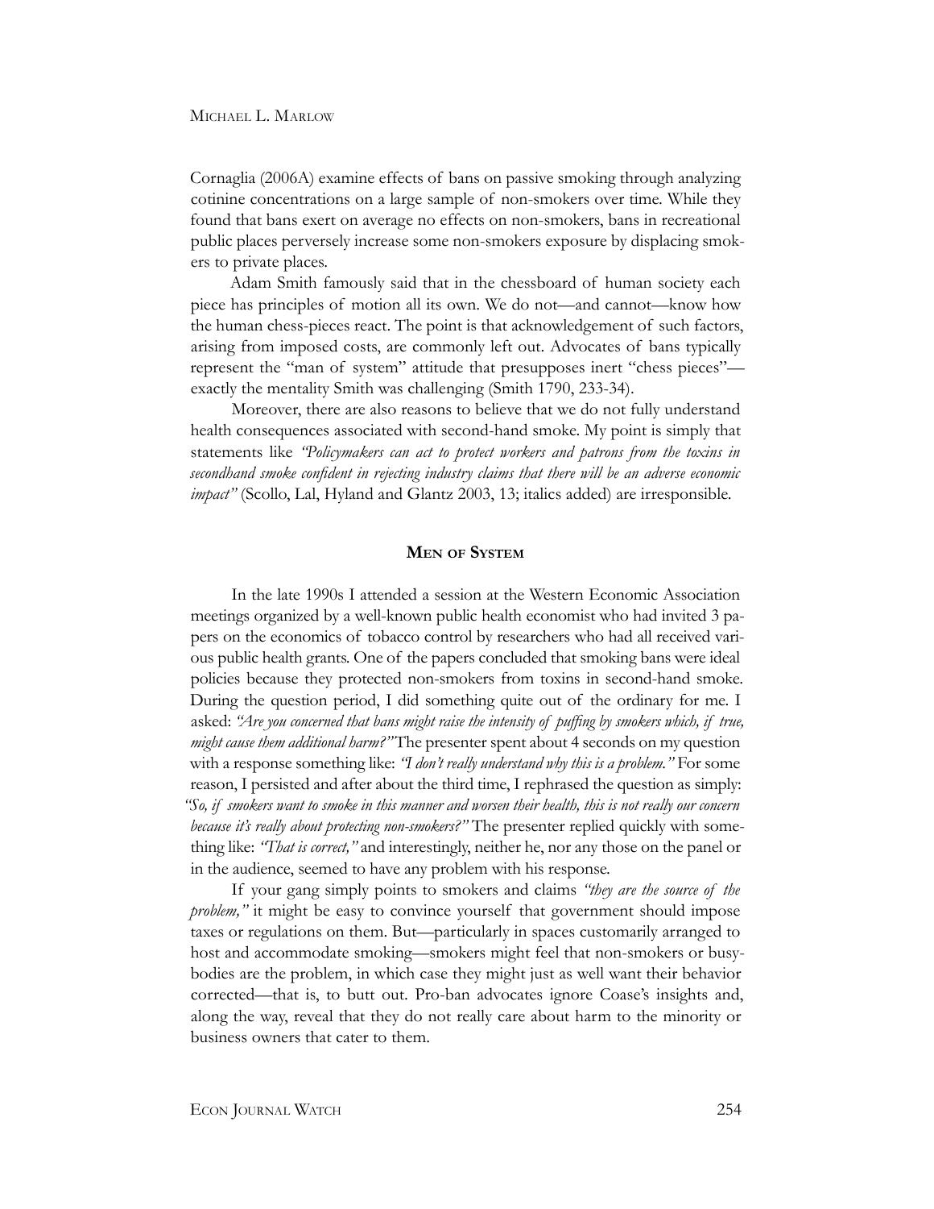Cornaglia (2006A) examine effects of bans on passive smoking through analyzing cotinine concentrations on a large sample of non-smokers over time. While they found that bans exert on average no effects on non-smokers, bans in recreational public places perversely increase some non-smokers exposure by displacing smokers to private places.

Adam Smith famously said that in the chessboard of human society each piece has principles of motion all its own. We do not—and cannot—know how the human chess-pieces react. The point is that acknowledgement of such factors, arising from imposed costs, are commonly left out. Advocates of bans typically represent the "man of system" attitude that presupposes inert "chess pieces"—exactly the mentality Smith was challenging (Smith 1790, 233-34).

Moreover, there are also reasons to believe that we do not fully understand health consequences associated with second-hand smoke. My point is simply that statements like *"Policymakers can act to protect workers and patrons from the toxins in secondhand smoke confident in rejecting industry claims that there will be an adverse economic impact"* (Scollo, Lal, Hyland and Glantz 2003, 13; italics added) are irresponsible.

## Men of System

In the late 1990s I attended a session at the Western Economic Association meetings organized by a well-known public health economist who had invited 3 papers on the economics of tobacco control by researchers who had all received various public health grants. One of the papers concluded that smoking bans were ideal policies because they protected non-smokers from toxins in second-hand smoke. During the question period, I did something quite out of the ordinary for me. I asked: *"Are you concerned that bans might raise the intensity of puffing by smokers which, if true, might cause them additional harm?"* The presenter spent about 4 seconds on my question with a response something like: *"I don't really understand why this is a problem."* For some reason, I persisted and after about the third time, I rephrased the question as simply: *"So, if smokers want to smoke in this manner and worsen their health, this is not really our concern because it's really about protecting non-smokers?"* The presenter replied quickly with something like: *"That is correct,"* and interestingly, neither he, nor any those on the panel or in the audience, seemed to have any problem with his response.

If your gang simply points to smokers and claims *"they are the source of the problem,"* it might be easy to convince yourself that government should impose taxes or regulations on them. But—particularly in spaces customarily arranged to host and accommodate smoking—smokers might feel that non-smokers or busybodies are the problem, in which case they might just as well want their behavior corrected—that is, to butt out. Pro-ban advocates ignore Coase's insights and, along the way, reveal that they do not really care about harm to the minority or business owners that cater to them.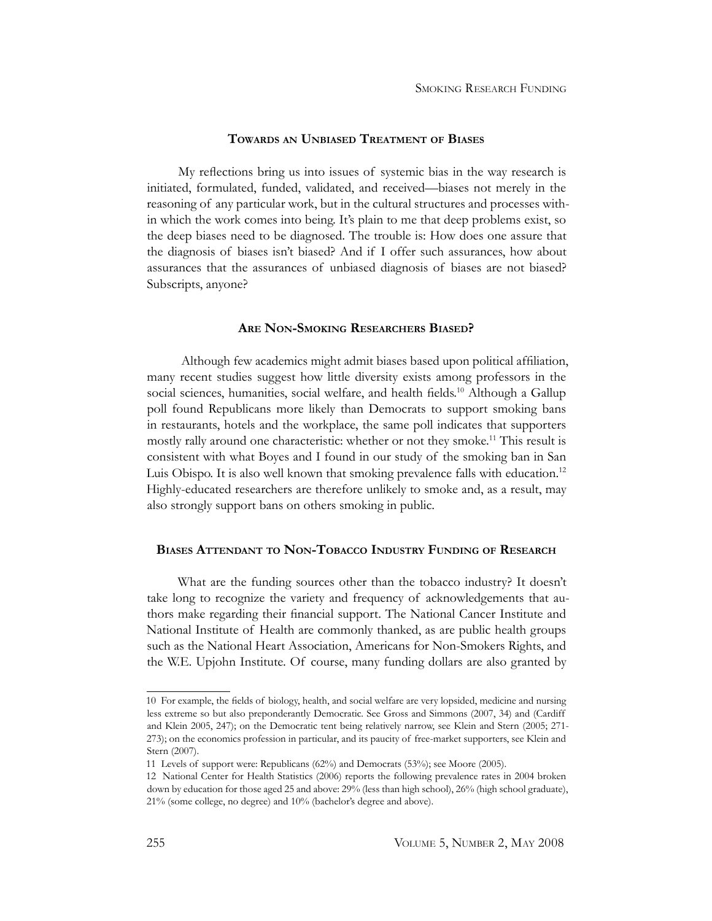## Towards an Unbiased Treatment of Biases

My reflections bring us into issues of systemic bias in the way research is initiated, formulated, funded, validated, and received—biases not merely in the reasoning of any particular work, but in the cultural structures and processes within which the work comes into being. It's plain to me that deep problems exist, so the deep biases need to be diagnosed. The trouble is: How does one assure that the diagnosis of biases isn't biased? And if I offer such assurances, how about assurances that the assurances of unbiased diagnosis of biases are not biased? Subscripts, anyone?

## Are Non-Smoking Researchers Biased?

Although few academics might admit biases based upon political affiliation, many recent studies suggest how little diversity exists among professors in the social sciences, humanities, social welfare, and health fields.[10] Although a Gallup poll found Republicans more likely than Democrats to support smoking bans in restaurants, hotels and the workplace, the same poll indicates that supporters mostly rally around one characteristic: whether or not they smoke.[11] This result is consistent with what Boyes and I found in our study of the smoking ban in San Luis Obispo. It is also well known that smoking prevalence falls with education.[12] Highly-educated researchers are therefore unlikely to smoke and, as a result, may also strongly support bans on others smoking in public.

## Biases Attendant to Non-Tobacco Industry Funding of Research

What are the funding sources other than the tobacco industry? It doesn't take long to recognize the variety and frequency of acknowledgements that authors make regarding their financial support. The National Cancer Institute and National Institute of Health are commonly thanked, as are public health groups such as the National Heart Association, Americans for Non-Smokers Rights, and the W.E. Upjohn Institute. Of course, many funding dollars are also granted by

---

10 For example, the fields of biology, health, and social welfare are very lopsided, medicine and nursing less extreme so but also preponderantly Democratic. See Gross and Simmons (2007, 34) and (Cardiff and Klein 2005, 247); on the Democratic tent being relatively narrow, see Klein and Stern (2005; 271-273); on the economics profession in particular, and its paucity of free-market supporters, see Klein and Stern (2007).

11 Levels of support were: Republicans (62%) and Democrats (53%); see Moore (2005).

12 National Center for Health Statistics (2006) reports the following prevalence rates in 2004 broken down by education for those aged 25 and above: 29% (less than high school), 26% (high school graduate), 21% (some college, no degree) and 10% (bachelor's degree and above).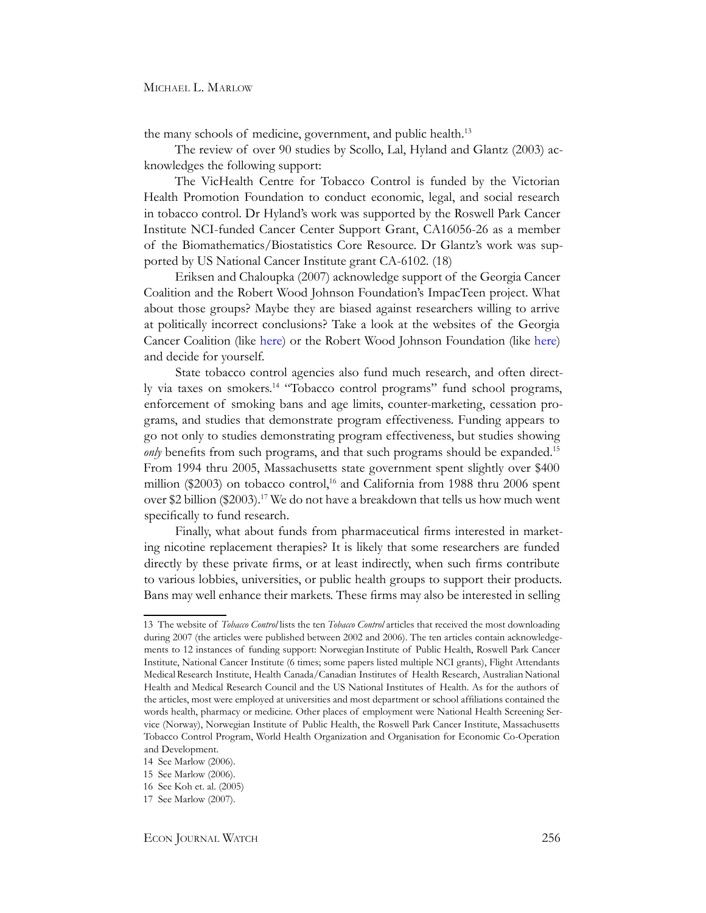the many schools of medicine, government, and public health.[13]

The review of over 90 studies by Scollo, Lal, Hyland and Glantz (2003) acknowledges the following support:

The VicHealth Centre for Tobacco Control is funded by the Victorian Health Promotion Foundation to conduct economic, legal, and social research in tobacco control. Dr Hyland's work was supported by the Roswell Park Cancer Institute NCI-funded Cancer Center Support Grant, CA16056-26 as a member of the Biomathematics/Biostatistics Core Resource. Dr Glantz's work was supported by US National Cancer Institute grant CA-6102. (18)

Eriksen and Chaloupka (2007) acknowledge support of the Georgia Cancer Coalition and the Robert Wood Johnson Foundation's ImpacTeen project. What about those groups? Maybe they are biased against researchers willing to arrive at politically incorrect conclusions? Take a look at the websites of the Georgia Cancer Coalition (like here) or the Robert Wood Johnson Foundation (like here) and decide for yourself.

State tobacco control agencies also fund much research, and often directly via taxes on smokers.[14] "Tobacco control programs" fund school programs, enforcement of smoking bans and age limits, counter-marketing, cessation programs, and studies that demonstrate program effectiveness. Funding appears to go not only to studies demonstrating program effectiveness, but studies showing *only* benefits from such programs, and that such programs should be expanded.[15] From 1994 thru 2005, Massachusetts state government spent slightly over $400 million ($2003) on tobacco control,[16] and California from 1988 thru 2006 spent over $2 billion ($2003).[17] We do not have a breakdown that tells us how much went specifically to fund research.

Finally, what about funds from pharmaceutical firms interested in marketing nicotine replacement therapies? It is likely that some researchers are funded directly by these private firms, or at least indirectly, when such firms contribute to various lobbies, universities, or public health groups to support their products. Bans may well enhance their markets. These firms may also be interested in selling

---

13 The website of *Tobacco Control* lists the ten *Tobacco Control* articles that received the most downloading during 2007 (the articles were published between 2002 and 2006). The ten articles contain acknowledgements to 12 instances of funding support: Norwegian Institute of Public Health, Roswell Park Cancer Institute, National Cancer Institute (6 times; some papers listed multiple NCI grants), Flight Attendants Medical Research Institute, Health Canada/Canadian Institutes of Health Research, Australian National Health and Medical Research Council and the US National Institutes of Health. As for the authors of the articles, most were employed at universities and most department or school affiliations contained the words health, pharmacy or medicine. Other places of employment were National Health Screening Service (Norway), Norwegian Institute of Public Health, the Roswell Park Cancer Institute, Massachusetts Tobacco Control Program, World Health Organization and Organisation for Economic Co-Operation and Development.

14 See Marlow (2006).

15 See Marlow (2006).

16 See Koh et. al. (2005)

17 See Marlow (2007).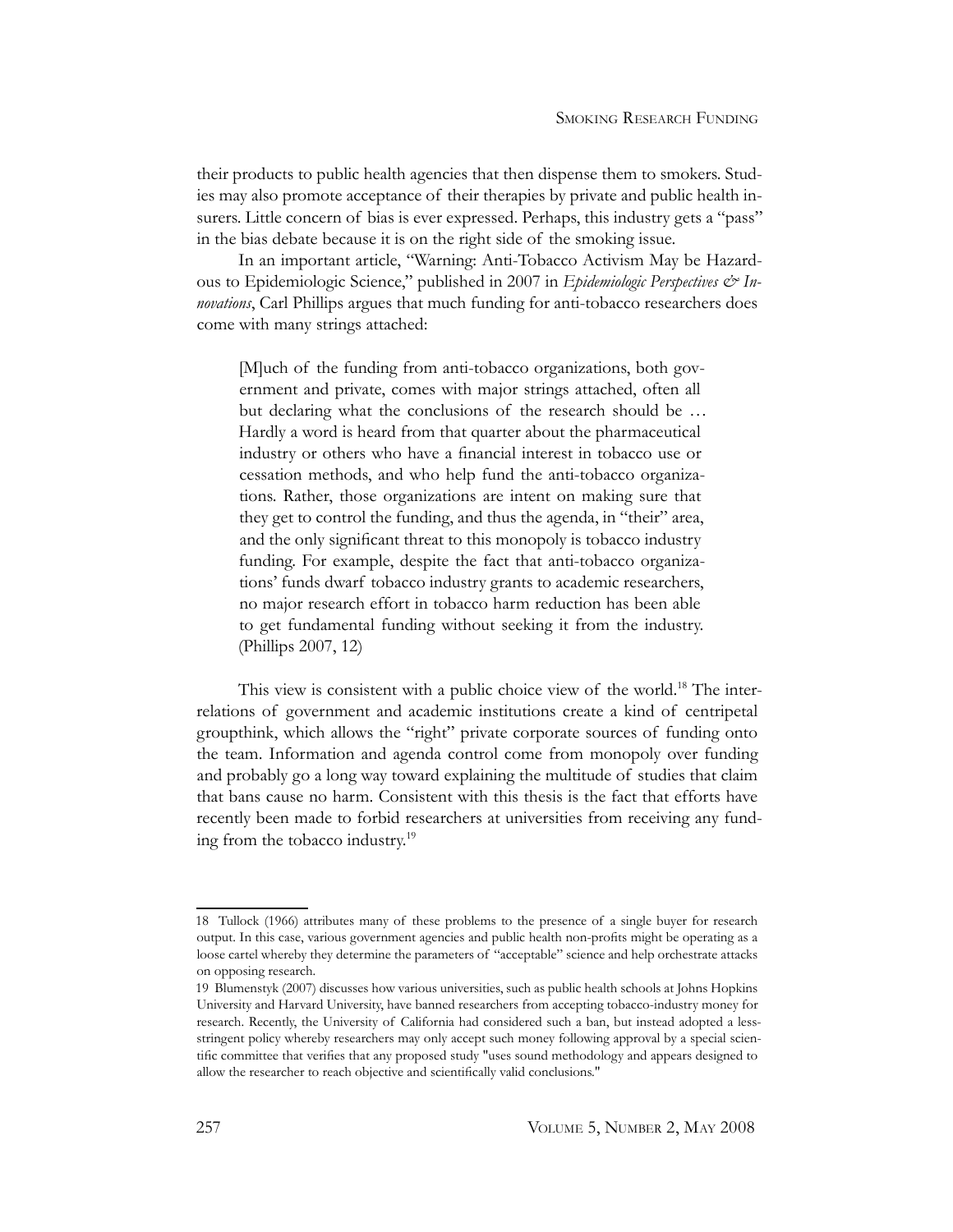their products to public health agencies that then dispense them to smokers. Studies may also promote acceptance of their therapies by private and public health insurers. Little concern of bias is ever expressed. Perhaps, this industry gets a "pass" in the bias debate because it is on the right side of the smoking issue.

In an important article, "Warning: Anti-Tobacco Activism May be Hazardous to Epidemiologic Science," published in 2007 in *Epidemiologic Perspectives & Innovations*, Carl Phillips argues that much funding for anti-tobacco researchers does come with many strings attached:

> [M]uch of the funding from anti-tobacco organizations, both government and private, comes with major strings attached, often all but declaring what the conclusions of the research should be … Hardly a word is heard from that quarter about the pharmaceutical industry or others who have a financial interest in tobacco use or cessation methods, and who help fund the anti-tobacco organizations. Rather, those organizations are intent on making sure that they get to control the funding, and thus the agenda, in "their" area, and the only significant threat to this monopoly is tobacco industry funding. For example, despite the fact that anti-tobacco organizations' funds dwarf tobacco industry grants to academic researchers, no major research effort in tobacco harm reduction has been able to get fundamental funding without seeking it from the industry. (Phillips 2007, 12)

This view is consistent with a public choice view of the world.[18] The interrelations of government and academic institutions create a kind of centripetal groupthink, which allows the "right" private corporate sources of funding onto the team. Information and agenda control come from monopoly over funding and probably go a long way toward explaining the multitude of studies that claim that bans cause no harm. Consistent with this thesis is the fact that efforts have recently been made to forbid researchers at universities from receiving any funding from the tobacco industry.[19]

---

18 Tullock (1966) attributes many of these problems to the presence of a single buyer for research output. In this case, various government agencies and public health non-profits might be operating as a loose cartel whereby they determine the parameters of "acceptable" science and help orchestrate attacks on opposing research.

19 Blumenstyk (2007) discusses how various universities, such as public health schools at Johns Hopkins University and Harvard University, have banned researchers from accepting tobacco-industry money for research. Recently, the University of California had considered such a ban, but instead adopted a less-stringent policy whereby researchers may only accept such money following approval by a special scientific committee that verifies that any proposed study "uses sound methodology and appears designed to allow the researcher to reach objective and scientifically valid conclusions."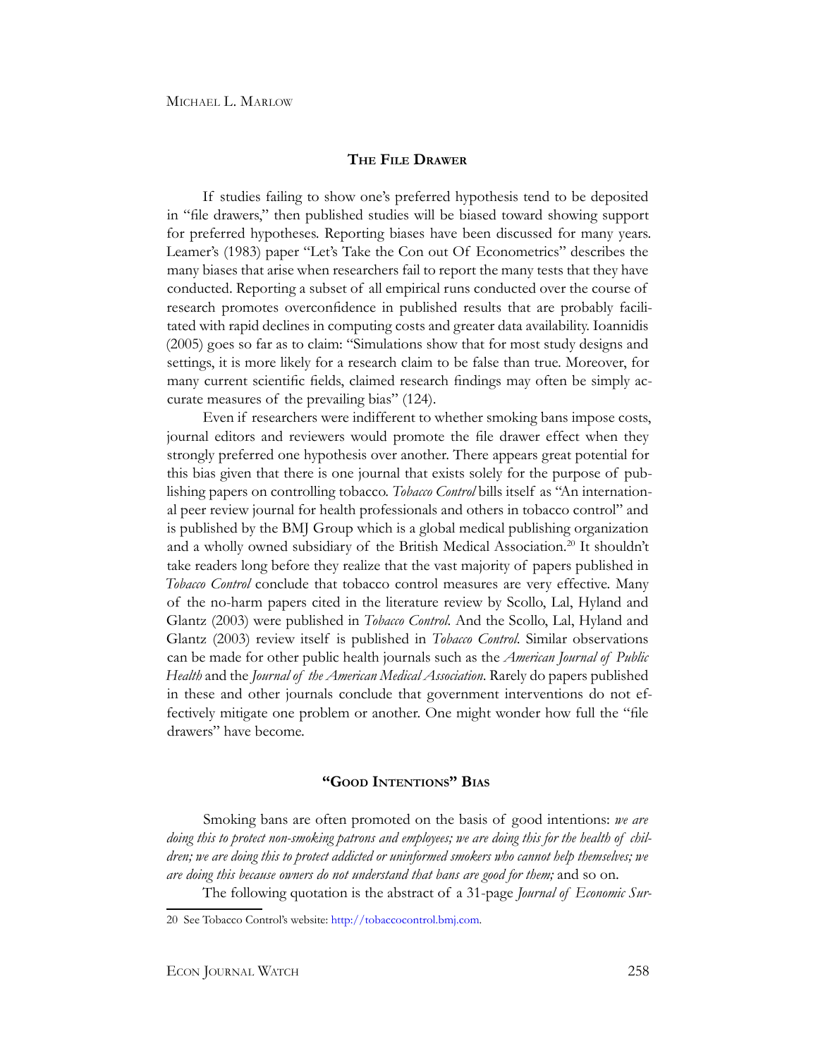## The File Drawer

If studies failing to show one's preferred hypothesis tend to be deposited in "file drawers," then published studies will be biased toward showing support for preferred hypotheses. Reporting biases have been discussed for many years. Leamer's (1983) paper "Let's Take the Con out Of Econometrics" describes the many biases that arise when researchers fail to report the many tests that they have conducted. Reporting a subset of all empirical runs conducted over the course of research promotes overconfidence in published results that are probably facilitated with rapid declines in computing costs and greater data availability. Ioannidis (2005) goes so far as to claim: "Simulations show that for most study designs and settings, it is more likely for a research claim to be false than true. Moreover, for many current scientific fields, claimed research findings may often be simply accurate measures of the prevailing bias" (124).

Even if researchers were indifferent to whether smoking bans impose costs, journal editors and reviewers would promote the file drawer effect when they strongly preferred one hypothesis over another. There appears great potential for this bias given that there is one journal that exists solely for the purpose of publishing papers on controlling tobacco. *Tobacco Control* bills itself as "An international peer review journal for health professionals and others in tobacco control" and is published by the BMJ Group which is a global medical publishing organization and a wholly owned subsidiary of the British Medical Association.[20] It shouldn't take readers long before they realize that the vast majority of papers published in *Tobacco Control* conclude that tobacco control measures are very effective. Many of the no-harm papers cited in the literature review by Scollo, Lal, Hyland and Glantz (2003) were published in *Tobacco Control*. And the Scollo, Lal, Hyland and Glantz (2003) review itself is published in *Tobacco Control*. Similar observations can be made for other public health journals such as the *American Journal of Public Health* and the *Journal of the American Medical Association*. Rarely do papers published in these and other journals conclude that government interventions do not effectively mitigate one problem or another. One might wonder how full the "file drawers" have become.

## "Good Intentions" Bias

Smoking bans are often promoted on the basis of good intentions: *we are doing this to protect non-smoking patrons and employees; we are doing this for the health of children; we are doing this to protect addicted or uninformed smokers who cannot help themselves; we are doing this because owners do not understand that bans are good for them;* and so on.

The following quotation is the abstract of a 31-page *Journal of Economic Sur-*

20 See Tobacco Control's website: http://tobaccocontrol.bmj.com.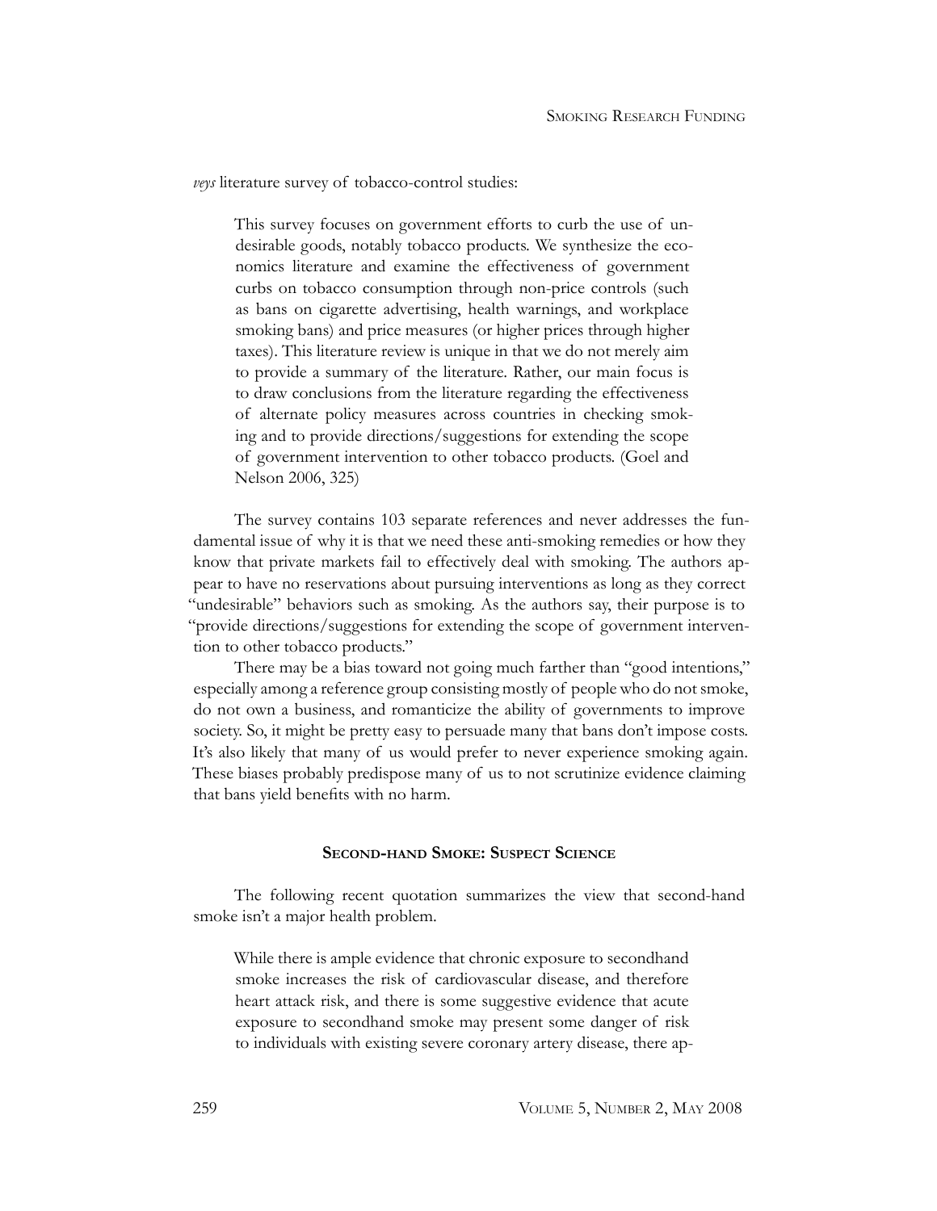*veys* literature survey of tobacco-control studies:

> This survey focuses on government efforts to curb the use of undesirable goods, notably tobacco products. We synthesize the economics literature and examine the effectiveness of government curbs on tobacco consumption through non-price controls (such as bans on cigarette advertising, health warnings, and workplace smoking bans) and price measures (or higher prices through higher taxes). This literature review is unique in that we do not merely aim to provide a summary of the literature. Rather, our main focus is to draw conclusions from the literature regarding the effectiveness of alternate policy measures across countries in checking smoking and to provide directions/suggestions for extending the scope of government intervention to other tobacco products. (Goel and Nelson 2006, 325)

The survey contains 103 separate references and never addresses the fundamental issue of why it is that we need these anti-smoking remedies or how they know that private markets fail to effectively deal with smoking. The authors appear to have no reservations about pursuing interventions as long as they correct "undesirable" behaviors such as smoking. As the authors say, their purpose is to "provide directions/suggestions for extending the scope of government intervention to other tobacco products."

There may be a bias toward not going much farther than "good intentions," especially among a reference group consisting mostly of people who do not smoke, do not own a business, and romanticize the ability of governments to improve society. So, it might be pretty easy to persuade many that bans don't impose costs. It's also likely that many of us would prefer to never experience smoking again. These biases probably predispose many of us to not scrutinize evidence claiming that bans yield benefits with no harm.

## Second-hand Smoke: Suspect Science

The following recent quotation summarizes the view that second-hand smoke isn't a major health problem.

> While there is ample evidence that chronic exposure to secondhand smoke increases the risk of cardiovascular disease, and therefore heart attack risk, and there is some suggestive evidence that acute exposure to secondhand smoke may present some danger of risk to individuals with existing severe coronary artery disease, there ap-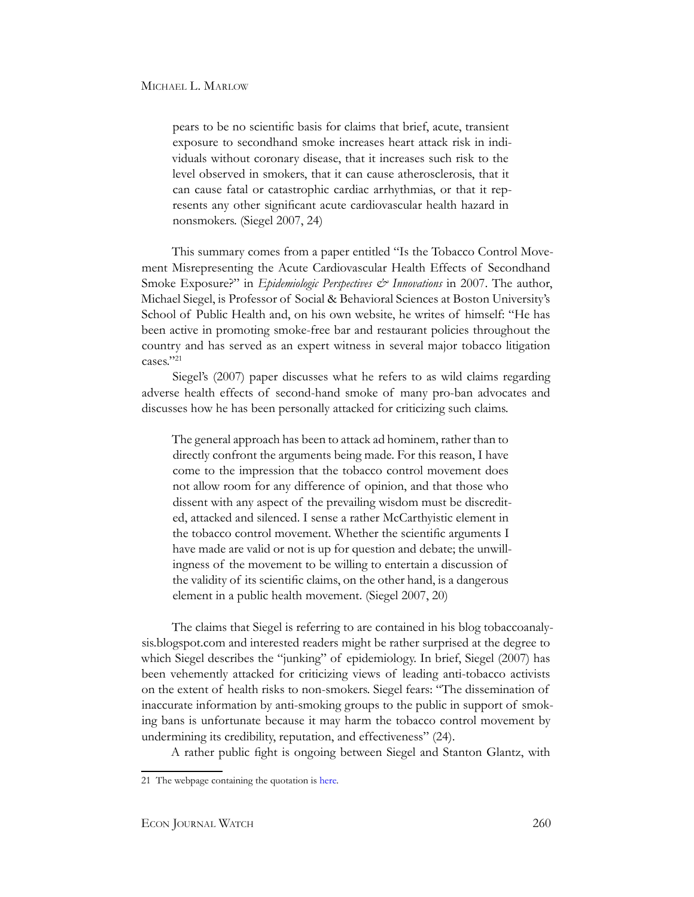pears to be no scientific basis for claims that brief, acute, transient exposure to secondhand smoke increases heart attack risk in individuals without coronary disease, that it increases such risk to the level observed in smokers, that it can cause atherosclerosis, that it can cause fatal or catastrophic cardiac arrhythmias, or that it represents any other significant acute cardiovascular health hazard in nonsmokers. (Siegel 2007, 24)

This summary comes from a paper entitled "Is the Tobacco Control Movement Misrepresenting the Acute Cardiovascular Health Effects of Secondhand Smoke Exposure?" in *Epidemiologic Perspectives & Innovations* in 2007. The author, Michael Siegel, is Professor of Social & Behavioral Sciences at Boston University's School of Public Health and, on his own website, he writes of himself: "He has been active in promoting smoke-free bar and restaurant policies throughout the country and has served as an expert witness in several major tobacco litigation cases."[21]

Siegel's (2007) paper discusses what he refers to as wild claims regarding adverse health effects of second-hand smoke of many pro-ban advocates and discusses how he has been personally attacked for criticizing such claims.

> The general approach has been to attack ad hominem, rather than to directly confront the arguments being made. For this reason, I have come to the impression that the tobacco control movement does not allow room for any difference of opinion, and that those who dissent with any aspect of the prevailing wisdom must be discredited, attacked and silenced. I sense a rather McCarthyistic element in the tobacco control movement. Whether the scientific arguments I have made are valid or not is up for question and debate; the unwillingness of the movement to be willing to entertain a discussion of the validity of its scientific claims, on the other hand, is a dangerous element in a public health movement. (Siegel 2007, 20)

The claims that Siegel is referring to are contained in his blog tobaccoanalysis.blogspot.com and interested readers might be rather surprised at the degree to which Siegel describes the "junking" of epidemiology. In brief, Siegel (2007) has been vehemently attacked for criticizing views of leading anti-tobacco activists on the extent of health risks to non-smokers. Siegel fears: "The dissemination of inaccurate information by anti-smoking groups to the public in support of smoking bans is unfortunate because it may harm the tobacco control movement by undermining its credibility, reputation, and effectiveness" (24).

A rather public fight is ongoing between Siegel and Stanton Glantz, with

---

21 The webpage containing the quotation is here.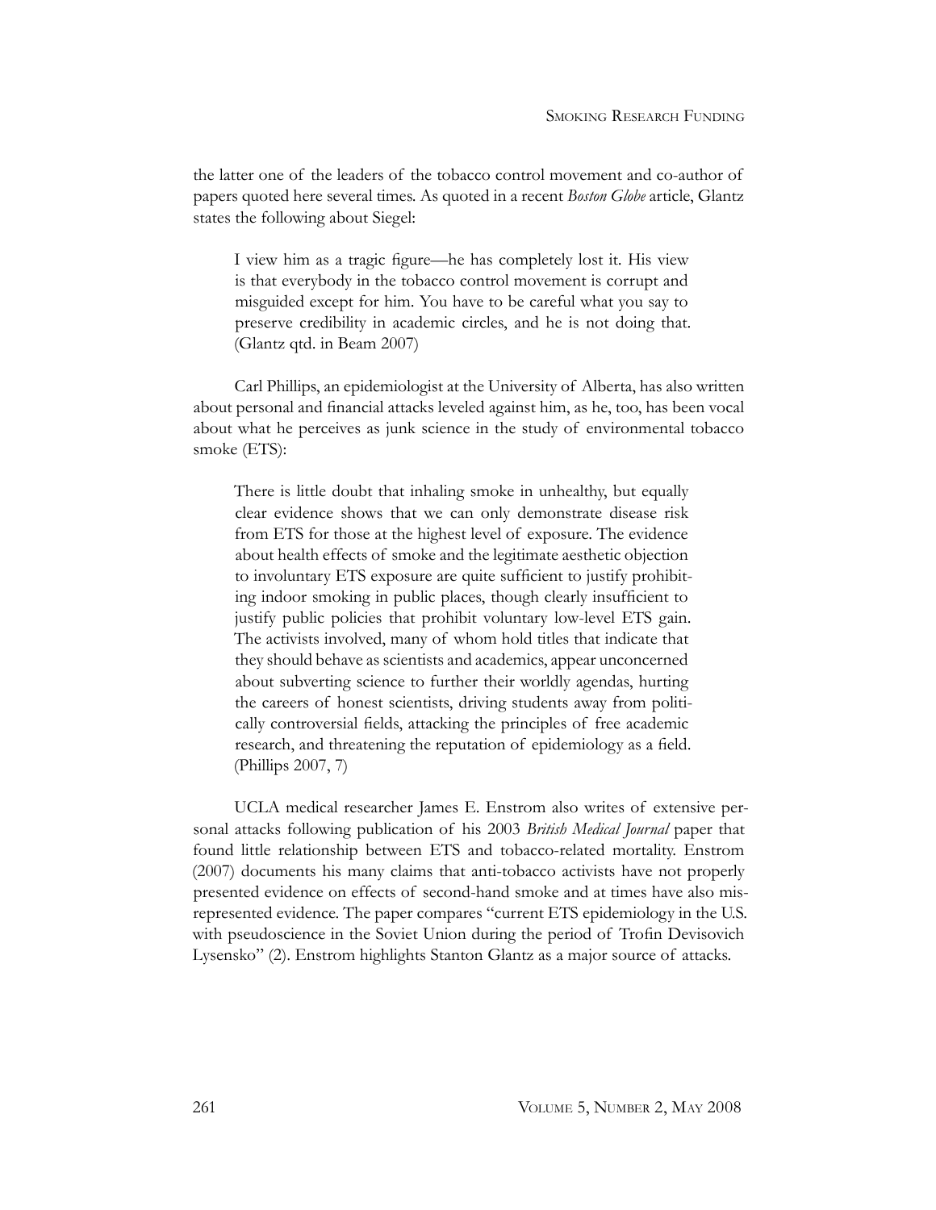the latter one of the leaders of the tobacco control movement and co-author of papers quoted here several times. As quoted in a recent *Boston Globe* article, Glantz states the following about Siegel:

> I view him as a tragic figure—he has completely lost it. His view is that everybody in the tobacco control movement is corrupt and misguided except for him. You have to be careful what you say to preserve credibility in academic circles, and he is not doing that. (Glantz qtd. in Beam 2007)

Carl Phillips, an epidemiologist at the University of Alberta, has also written about personal and financial attacks leveled against him, as he, too, has been vocal about what he perceives as junk science in the study of environmental tobacco smoke (ETS):

> There is little doubt that inhaling smoke in unhealthy, but equally clear evidence shows that we can only demonstrate disease risk from ETS for those at the highest level of exposure. The evidence about health effects of smoke and the legitimate aesthetic objection to involuntary ETS exposure are quite sufficient to justify prohibiting indoor smoking in public places, though clearly insufficient to justify public policies that prohibit voluntary low-level ETS gain. The activists involved, many of whom hold titles that indicate that they should behave as scientists and academics, appear unconcerned about subverting science to further their worldly agendas, hurting the careers of honest scientists, driving students away from politically controversial fields, attacking the principles of free academic research, and threatening the reputation of epidemiology as a field. (Phillips 2007, 7)

UCLA medical researcher James E. Enstrom also writes of extensive personal attacks following publication of his 2003 *British Medical Journal* paper that found little relationship between ETS and tobacco-related mortality. Enstrom (2007) documents his many claims that anti-tobacco activists have not properly presented evidence on effects of second-hand smoke and at times have also misrepresented evidence. The paper compares "current ETS epidemiology in the U.S. with pseudoscience in the Soviet Union during the period of Trofin Devisovich Lysensko" (2). Enstrom highlights Stanton Glantz as a major source of attacks.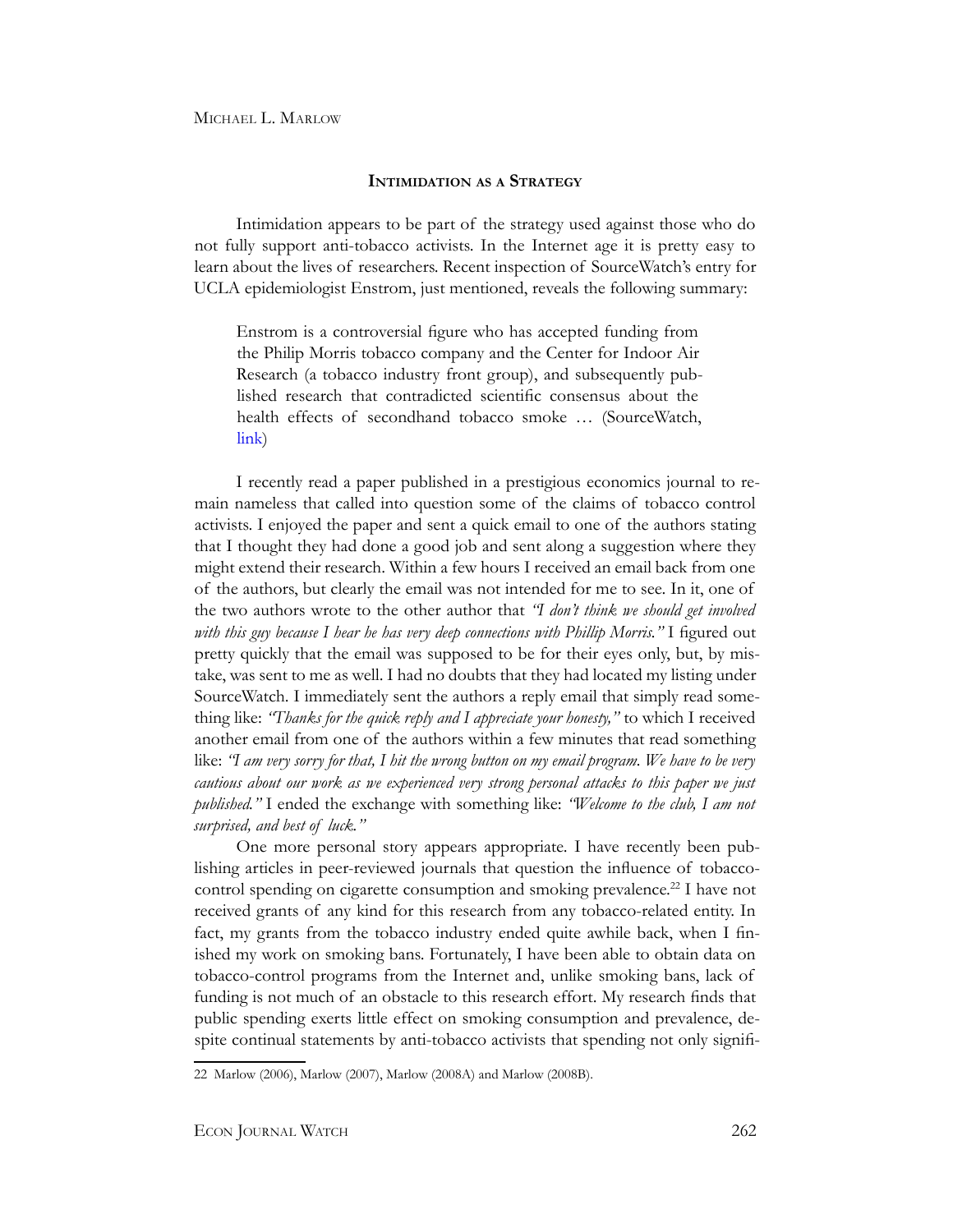## Intimidation as a Strategy

Intimidation appears to be part of the strategy used against those who do not fully support anti-tobacco activists. In the Internet age it is pretty easy to learn about the lives of researchers. Recent inspection of SourceWatch's entry for UCLA epidemiologist Enstrom, just mentioned, reveals the following summary:

> Enstrom is a controversial figure who has accepted funding from the Philip Morris tobacco company and the Center for Indoor Air Research (a tobacco industry front group), and subsequently published research that contradicted scientific consensus about the health effects of secondhand tobacco smoke … (SourceWatch, link)

I recently read a paper published in a prestigious economics journal to remain nameless that called into question some of the claims of tobacco control activists. I enjoyed the paper and sent a quick email to one of the authors stating that I thought they had done a good job and sent along a suggestion where they might extend their research. Within a few hours I received an email back from one of the authors, but clearly the email was not intended for me to see. In it, one of the two authors wrote to the other author that *"I don't think we should get involved with this guy because I hear he has very deep connections with Phillip Morris."* I figured out pretty quickly that the email was supposed to be for their eyes only, but, by mistake, was sent to me as well. I had no doubts that they had located my listing under SourceWatch. I immediately sent the authors a reply email that simply read something like: *"Thanks for the quick reply and I appreciate your honesty,"* to which I received another email from one of the authors within a few minutes that read something like: *"I am very sorry for that, I hit the wrong button on my email program. We have to be very cautious about our work as we experienced very strong personal attacks to this paper we just published."* I ended the exchange with something like: *"Welcome to the club, I am not surprised, and best of luck."*

One more personal story appears appropriate. I have recently been publishing articles in peer-reviewed journals that question the influence of tobacco-control spending on cigarette consumption and smoking prevalence.[22] I have not received grants of any kind for this research from any tobacco-related entity. In fact, my grants from the tobacco industry ended quite awhile back, when I finished my work on smoking bans. Fortunately, I have been able to obtain data on tobacco-control programs from the Internet and, unlike smoking bans, lack of funding is not much of an obstacle to this research effort. My research finds that public spending exerts little effect on smoking consumption and prevalence, despite continual statements by anti-tobacco activists that spending not only signifi-

22 Marlow (2006), Marlow (2007), Marlow (2008A) and Marlow (2008B).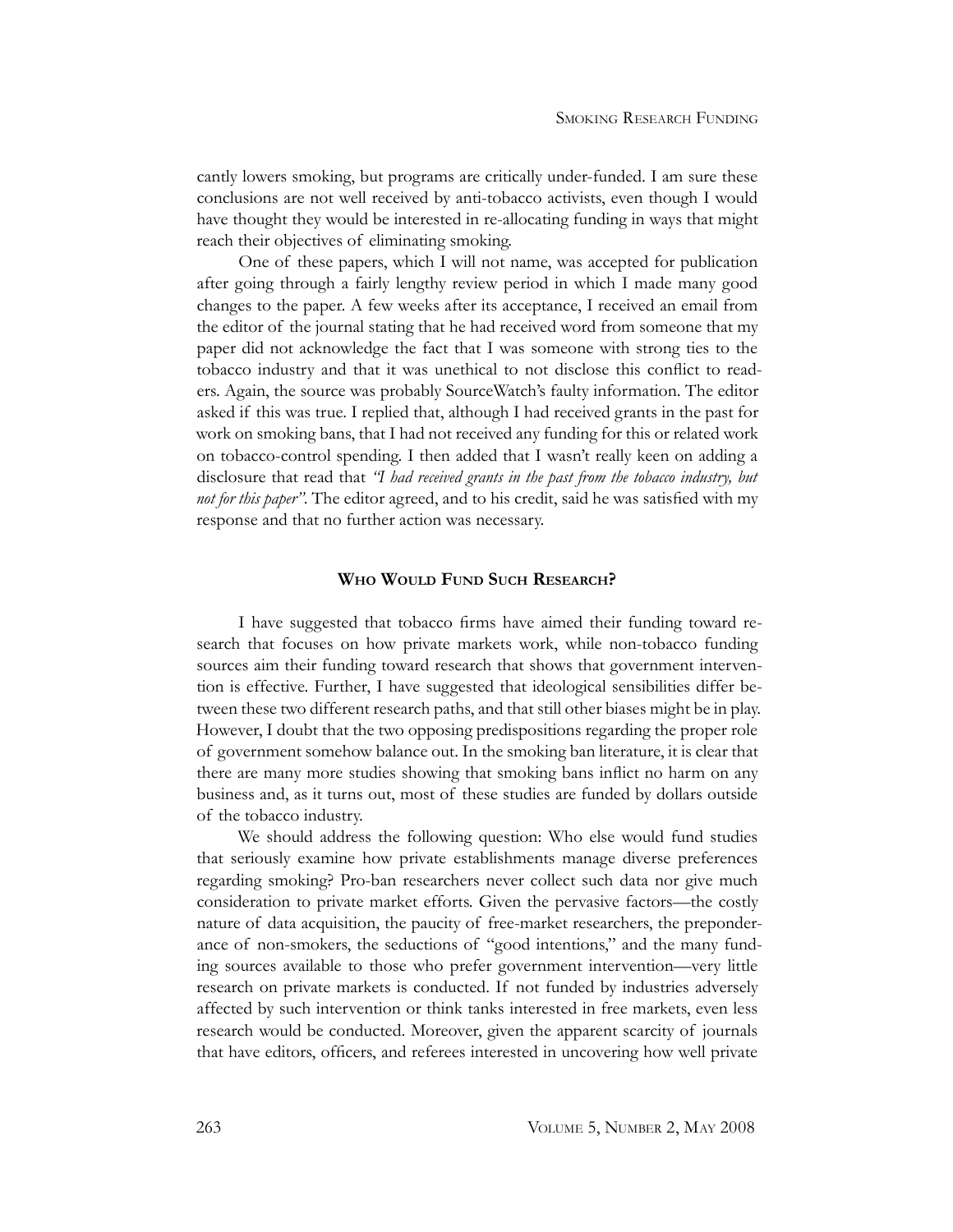cantly lowers smoking, but programs are critically under-funded. I am sure these conclusions are not well received by anti-tobacco activists, even though I would have thought they would be interested in re-allocating funding in ways that might reach their objectives of eliminating smoking.

One of these papers, which I will not name, was accepted for publication after going through a fairly lengthy review period in which I made many good changes to the paper. A few weeks after its acceptance, I received an email from the editor of the journal stating that he had received word from someone that my paper did not acknowledge the fact that I was someone with strong ties to the tobacco industry and that it was unethical to not disclose this conflict to readers. Again, the source was probably SourceWatch's faulty information. The editor asked if this was true. I replied that, although I had received grants in the past for work on smoking bans, that I had not received any funding for this or related work on tobacco-control spending. I then added that I wasn't really keen on adding a disclosure that read that *"I had received grants in the past from the tobacco industry, but not for this paper"*. The editor agreed, and to his credit, said he was satisfied with my response and that no further action was necessary.

## Who Would Fund Such Research?

I have suggested that tobacco firms have aimed their funding toward research that focuses on how private markets work, while non-tobacco funding sources aim their funding toward research that shows that government intervention is effective. Further, I have suggested that ideological sensibilities differ between these two different research paths, and that still other biases might be in play. However, I doubt that the two opposing predispositions regarding the proper role of government somehow balance out. In the smoking ban literature, it is clear that there are many more studies showing that smoking bans inflict no harm on any business and, as it turns out, most of these studies are funded by dollars outside of the tobacco industry.

We should address the following question: Who else would fund studies that seriously examine how private establishments manage diverse preferences regarding smoking? Pro-ban researchers never collect such data nor give much consideration to private market efforts. Given the pervasive factors—the costly nature of data acquisition, the paucity of free-market researchers, the preponderance of non-smokers, the seductions of "good intentions," and the many funding sources available to those who prefer government intervention—very little research on private markets is conducted. If not funded by industries adversely affected by such intervention or think tanks interested in free markets, even less research would be conducted. Moreover, given the apparent scarcity of journals that have editors, officers, and referees interested in uncovering how well private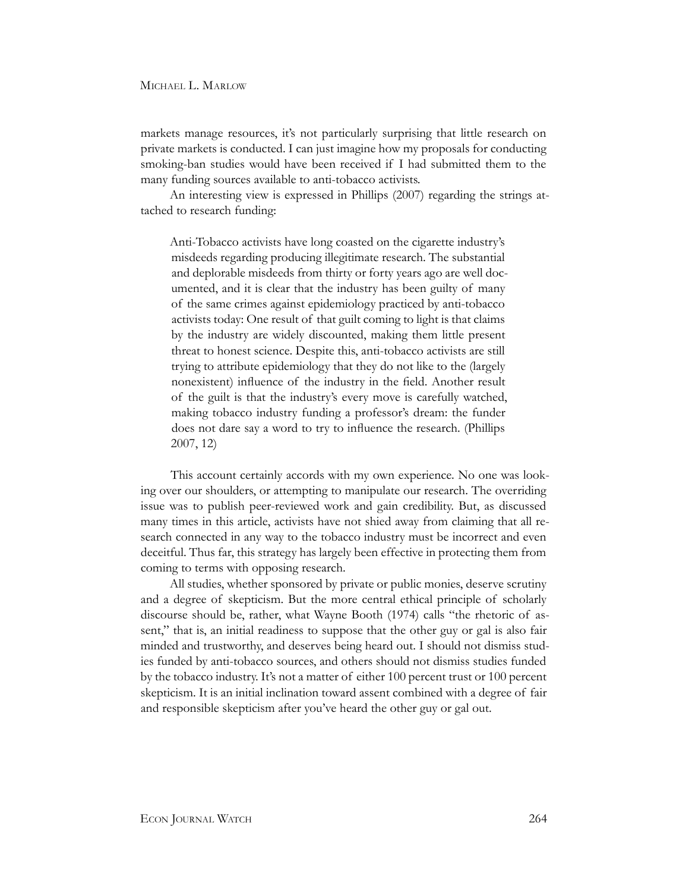markets manage resources, it's not particularly surprising that little research on private markets is conducted. I can just imagine how my proposals for conducting smoking-ban studies would have been received if I had submitted them to the many funding sources available to anti-tobacco activists.

An interesting view is expressed in Phillips (2007) regarding the strings attached to research funding:

> Anti-Tobacco activists have long coasted on the cigarette industry's misdeeds regarding producing illegitimate research. The substantial and deplorable misdeeds from thirty or forty years ago are well documented, and it is clear that the industry has been guilty of many of the same crimes against epidemiology practiced by anti-tobacco activists today: One result of that guilt coming to light is that claims by the industry are widely discounted, making them little present threat to honest science. Despite this, anti-tobacco activists are still trying to attribute epidemiology that they do not like to the (largely nonexistent) influence of the industry in the field. Another result of the guilt is that the industry's every move is carefully watched, making tobacco industry funding a professor's dream: the funder does not dare say a word to try to influence the research. (Phillips 2007, 12)

This account certainly accords with my own experience. No one was looking over our shoulders, or attempting to manipulate our research. The overriding issue was to publish peer-reviewed work and gain credibility. But, as discussed many times in this article, activists have not shied away from claiming that all research connected in any way to the tobacco industry must be incorrect and even deceitful. Thus far, this strategy has largely been effective in protecting them from coming to terms with opposing research.

All studies, whether sponsored by private or public monies, deserve scrutiny and a degree of skepticism. But the more central ethical principle of scholarly discourse should be, rather, what Wayne Booth (1974) calls "the rhetoric of assent," that is, an initial readiness to suppose that the other guy or gal is also fair minded and trustworthy, and deserves being heard out. I should not dismiss studies funded by anti-tobacco sources, and others should not dismiss studies funded by the tobacco industry. It's not a matter of either 100 percent trust or 100 percent skepticism. It is an initial inclination toward assent combined with a degree of fair and responsible skepticism after you've heard the other guy or gal out.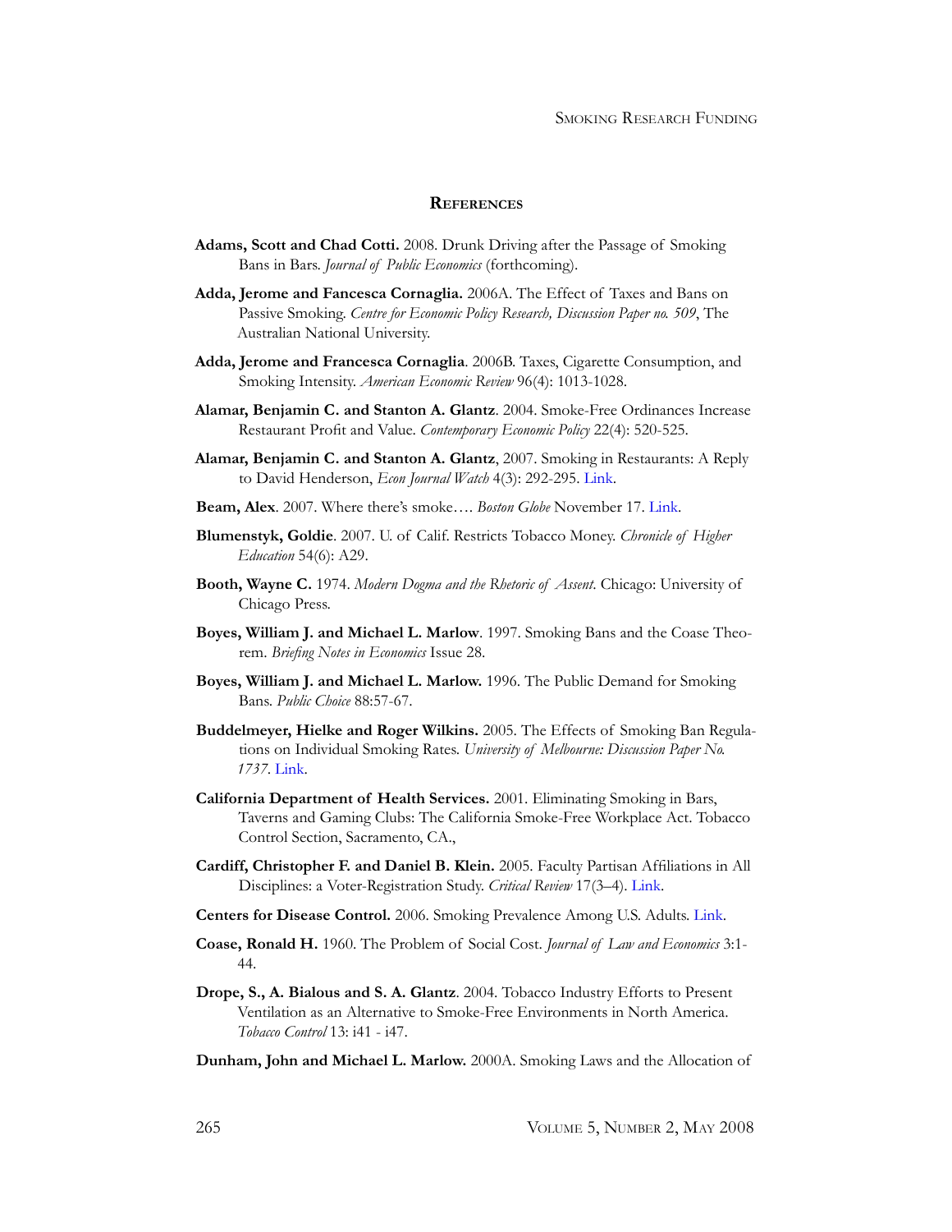## References

**Adams, Scott and Chad Cotti.** 2008. Drunk Driving after the Passage of Smoking Bans in Bars. *Journal of Public Economics* (forthcoming).

**Adda, Jerome and Fancesca Cornaglia.** 2006A. The Effect of Taxes and Bans on Passive Smoking. *Centre for Economic Policy Research, Discussion Paper no. 509*, The Australian National University.

**Adda, Jerome and Francesca Cornaglia**. 2006B. Taxes, Cigarette Consumption, and Smoking Intensity. *American Economic Review* 96(4): 1013-1028.

**Alamar, Benjamin C. and Stanton A. Glantz**. 2004. Smoke-Free Ordinances Increase Restaurant Profit and Value. *Contemporary Economic Policy* 22(4): 520-525.

**Alamar, Benjamin C. and Stanton A. Glantz**, 2007. Smoking in Restaurants: A Reply to David Henderson, *Econ Journal Watch* 4(3): 292-295. Link.

**Beam, Alex**. 2007. Where there's smoke…. *Boston Globe* November 17. Link.

**Blumenstyk, Goldie**. 2007. U. of Calif. Restricts Tobacco Money. *Chronicle of Higher Education* 54(6): A29.

**Booth, Wayne C.** 1974. *Modern Dogma and the Rhetoric of Assent*. Chicago: University of Chicago Press.

**Boyes, William J. and Michael L. Marlow**. 1997. Smoking Bans and the Coase Theorem. *Briefing Notes in Economics* Issue 28.

**Boyes, William J. and Michael L. Marlow.** 1996. The Public Demand for Smoking Bans. *Public Choice* 88:57-67.

**Buddelmeyer, Hielke and Roger Wilkins.** 2005. The Effects of Smoking Ban Regulations on Individual Smoking Rates. *University of Melbourne: Discussion Paper No. 1737*. Link.

**California Department of Health Services.** 2001. Eliminating Smoking in Bars, Taverns and Gaming Clubs: The California Smoke-Free Workplace Act. Tobacco Control Section, Sacramento, CA.,

**Cardiff, Christopher F. and Daniel B. Klein.** 2005. Faculty Partisan Affiliations in All Disciplines: a Voter-Registration Study. *Critical Review* 17(3–4). Link.

**Centers for Disease Control.** 2006. Smoking Prevalence Among U.S. Adults. Link.

**Coase, Ronald H.** 1960. The Problem of Social Cost. *Journal of Law and Economics* 3:1-44.

**Drope, S., A. Bialous and S. A. Glantz**. 2004. Tobacco Industry Efforts to Present Ventilation as an Alternative to Smoke-Free Environments in North America. *Tobacco Control* 13: i41 - i47.

**Dunham, John and Michael L. Marlow.** 2000A. Smoking Laws and the Allocation of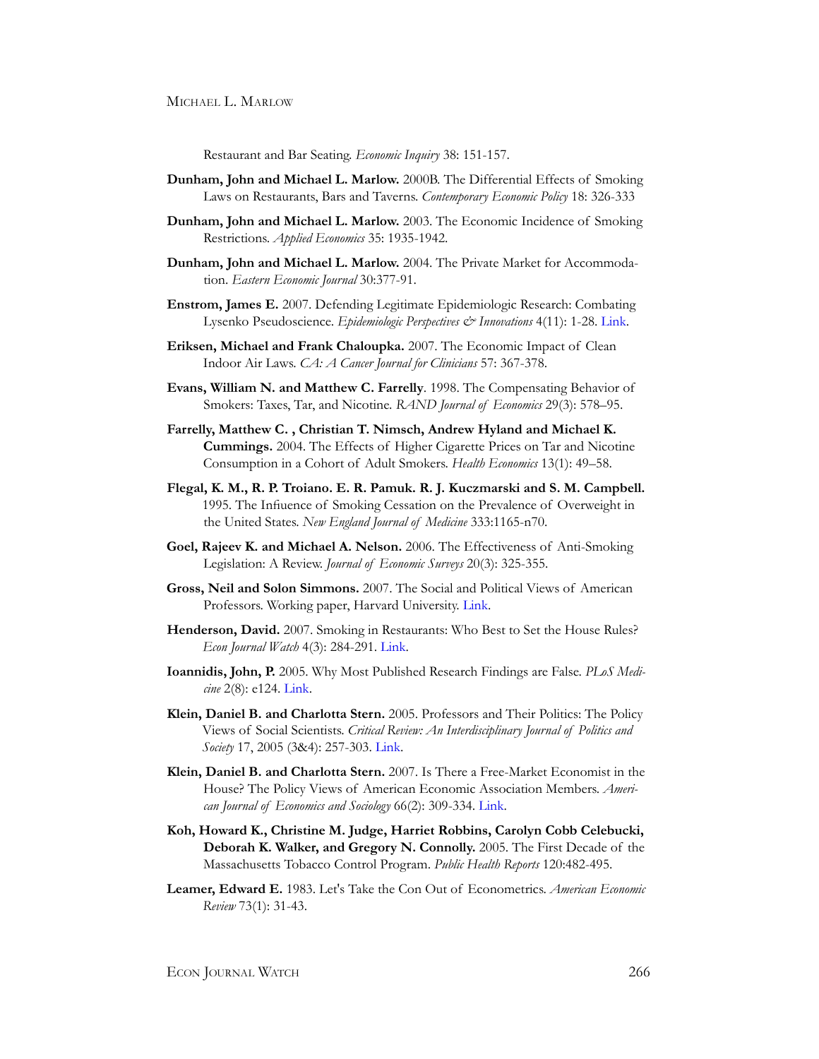Restaurant and Bar Seating. *Economic Inquiry* 38: 151-157.

**Dunham, John and Michael L. Marlow.** 2000B. The Differential Effects of Smoking Laws on Restaurants, Bars and Taverns. *Contemporary Economic Policy* 18: 326-333

**Dunham, John and Michael L. Marlow.** 2003. The Economic Incidence of Smoking Restrictions. *Applied Economics* 35: 1935-1942.

**Dunham, John and Michael L. Marlow.** 2004. The Private Market for Accommodation. *Eastern Economic Journal* 30:377-91.

**Enstrom, James E.** 2007. Defending Legitimate Epidemiologic Research: Combating Lysenko Pseudoscience. *Epidemiologic Perspectives & Innovations* 4(11): 1-28. Link.

**Eriksen, Michael and Frank Chaloupka.** 2007. The Economic Impact of Clean Indoor Air Laws. *CA: A Cancer Journal for Clinicians* 57: 367-378.

**Evans, William N. and Matthew C. Farrelly**. 1998. The Compensating Behavior of Smokers: Taxes, Tar, and Nicotine. *RAND Journal of Economics* 29(3): 578–95.

**Farrelly, Matthew C. , Christian T. Nimsch, Andrew Hyland and Michael K. Cummings.** 2004. The Effects of Higher Cigarette Prices on Tar and Nicotine Consumption in a Cohort of Adult Smokers. *Health Economics* 13(1): 49–58.

**Flegal, K. M., R. P. Troiano. E. R. Pamuk. R. J. Kuczmarski and S. M. Campbell.** 1995. The Infiuence of Smoking Cessation on the Prevalence of Overweight in the United States. *New England Journal of Medicine* 333:1165-n70.

**Goel, Rajeev K. and Michael A. Nelson.** 2006. The Effectiveness of Anti-Smoking Legislation: A Review. *Journal of Economic Surveys* 20(3): 325-355.

**Gross, Neil and Solon Simmons.** 2007. The Social and Political Views of American Professors. Working paper, Harvard University. Link.

**Henderson, David.** 2007. Smoking in Restaurants: Who Best to Set the House Rules? *Econ Journal Watch* 4(3): 284-291. Link.

**Ioannidis, John, P.** 2005. Why Most Published Research Findings are False. *PLoS Medicine* 2(8): e124. Link.

**Klein, Daniel B. and Charlotta Stern.** 2005. Professors and Their Politics: The Policy Views of Social Scientists. *Critical Review: An Interdisciplinary Journal of Politics and Society* 17, 2005 (3&4): 257-303. Link.

**Klein, Daniel B. and Charlotta Stern.** 2007. Is There a Free-Market Economist in the House? The Policy Views of American Economic Association Members. *American Journal of Economics and Sociology* 66(2): 309-334. Link.

**Koh, Howard K., Christine M. Judge, Harriet Robbins, Carolyn Cobb Celebucki, Deborah K. Walker, and Gregory N. Connolly.** 2005. The First Decade of the Massachusetts Tobacco Control Program. *Public Health Reports* 120:482-495.

**Leamer, Edward E.** 1983. Let's Take the Con Out of Econometrics. *American Economic Review* 73(1): 31-43.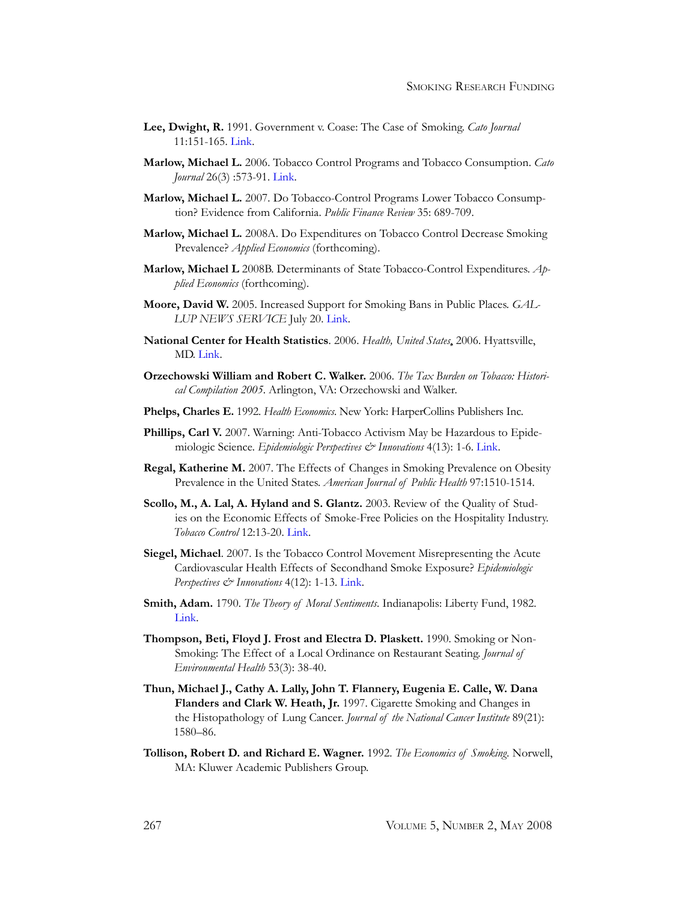**Lee, Dwight, R.** 1991. Government v. Coase: The Case of Smoking. *Cato Journal* 11:151-165. Link.

**Marlow, Michael L.** 2006. Tobacco Control Programs and Tobacco Consumption. *Cato Journal* 26(3) :573-91. Link.

**Marlow, Michael L.** 2007. Do Tobacco-Control Programs Lower Tobacco Consumption? Evidence from California. *Public Finance Review* 35: 689-709.

**Marlow, Michael L.** 2008A. Do Expenditures on Tobacco Control Decrease Smoking Prevalence? *Applied Economics* (forthcoming).

**Marlow, Michael L** 2008B. Determinants of State Tobacco-Control Expenditures. *Applied Economics* (forthcoming).

**Moore, David W.** 2005. Increased Support for Smoking Bans in Public Places. *GALLUP NEWS SERVICE* July 20. Link.

**National Center for Health Statistics**. 2006. *Health, United States*, 2006. Hyattsville, MD. Link.

**Orzechowski William and Robert C. Walker.** 2006. *The Tax Burden on Tobacco: Historical Compilation 2005*. Arlington, VA: Orzechowski and Walker.

**Phelps, Charles E.** 1992. *Health Economics*. New York: HarperCollins Publishers Inc.

**Phillips, Carl V.** 2007. Warning: Anti-Tobacco Activism May be Hazardous to Epidemiologic Science. *Epidemiologic Perspectives & Innovations* 4(13): 1-6. Link.

**Regal, Katherine M.** 2007. The Effects of Changes in Smoking Prevalence on Obesity Prevalence in the United States. *American Journal of Public Health* 97:1510-1514.

**Scollo, M., A. Lal, A. Hyland and S. Glantz.** 2003. Review of the Quality of Studies on the Economic Effects of Smoke-Free Policies on the Hospitality Industry. *Tobacco Control* 12:13-20. Link.

**Siegel, Michael**. 2007. Is the Tobacco Control Movement Misrepresenting the Acute Cardiovascular Health Effects of Secondhand Smoke Exposure? *Epidemiologic Perspectives & Innovations* 4(12): 1-13. Link.

**Smith, Adam.** 1790. *The Theory of Moral Sentiments*. Indianapolis: Liberty Fund, 1982. Link.

**Thompson, Beti, Floyd J. Frost and Electra D. Plaskett.** 1990. Smoking or Non-Smoking: The Effect of a Local Ordinance on Restaurant Seating. *Journal of Environmental Health* 53(3): 38-40.

**Thun, Michael J., Cathy A. Lally, John T. Flannery, Eugenia E. Calle, W. Dana Flanders and Clark W. Heath, Jr.** 1997. Cigarette Smoking and Changes in the Histopathology of Lung Cancer. *Journal of the National Cancer Institute* 89(21): 1580–86.

**Tollison, Robert D. and Richard E. Wagner.** 1992. *The Economics of Smoking*. Norwell, MA: Kluwer Academic Publishers Group.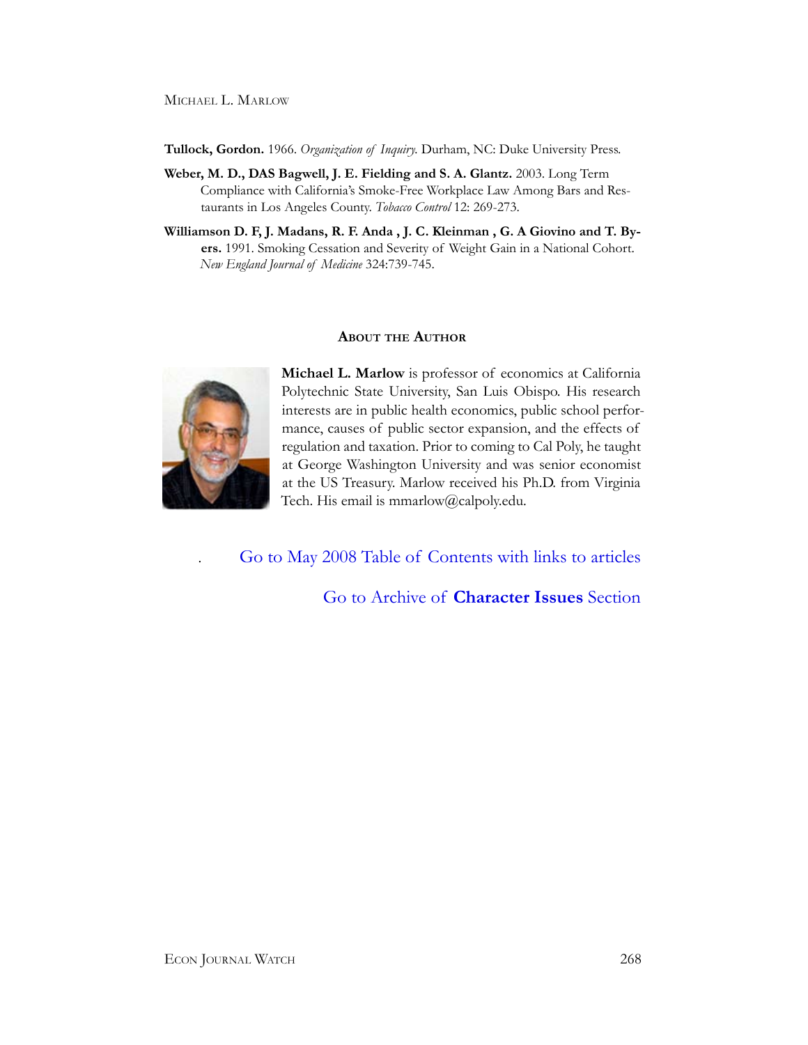**Tullock, Gordon.** 1966. *Organization of Inquiry*. Durham, NC: Duke University Press.

**Weber, M. D., DAS Bagwell, J. E. Fielding and S. A. Glantz.** 2003. Long Term Compliance with California's Smoke-Free Workplace Law Among Bars and Restaurants in Los Angeles County. *Tobacco Control* 12: 269-273.

**Williamson D. F, J. Madans, R. F. Anda , J. C. Kleinman , G. A Giovino and T. Byers.** 1991. Smoking Cessation and Severity of Weight Gain in a National Cohort. *New England Journal of Medicine* 324:739-745.

### About the Author

**Michael L. Marlow** is professor of economics at California Polytechnic State University, San Luis Obispo. His research interests are in public health economics, public school performance, causes of public sector expansion, and the effects of regulation and taxation. Prior to coming to Cal Poly, he taught at George Washington University and was senior economist at the US Treasury. Marlow received his Ph.D. from Virginia Tech. His email is mmarlow@calpoly.edu.

Go to May 2008 Table of Contents with links to articles

Go to Archive of **Character Issues** Section